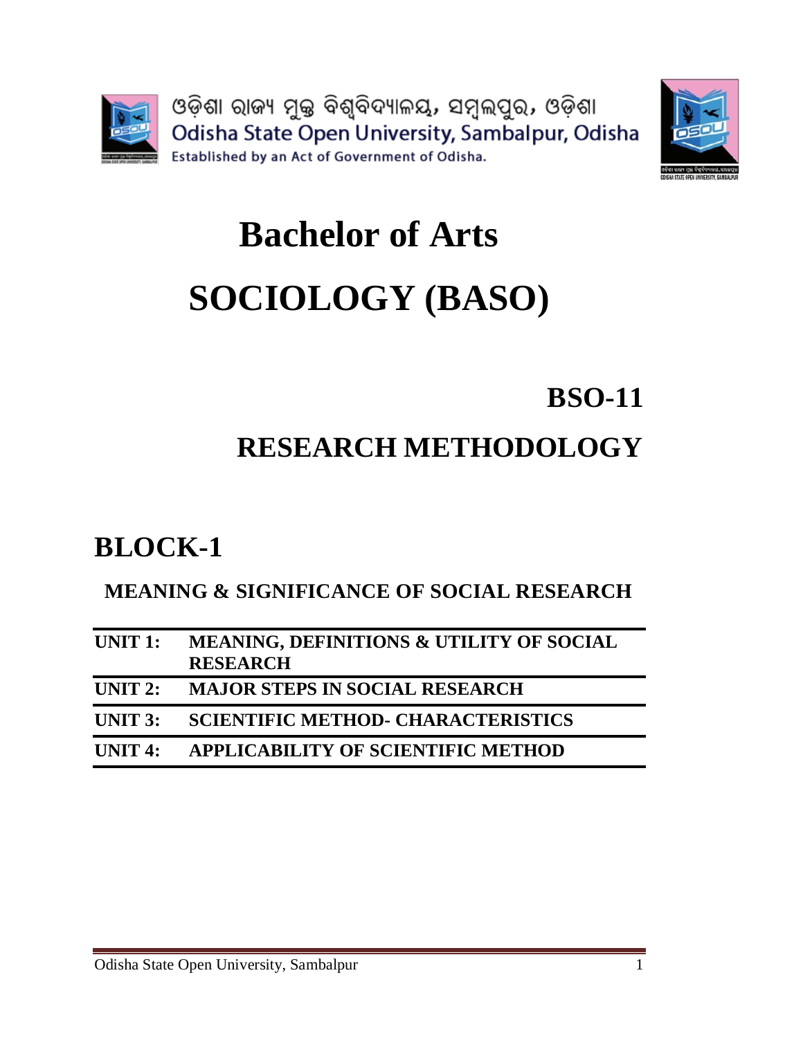ଓଡ଼ିଶା ରାଜ୍ୟ ମୁକ୍ତ ବିଶ୍ୱବିଦ୍ୟାଳୟ, ସମ୍ବଲପୁର, ଓଡ଼ିଶା

Odisha State Open University, Sambalpur, Odisha

Established by an Act of Government of Odisha.

# Bachelor of Arts

# SOCIOLOGY (BASO)

## BSO-11

## RESEARCH METHODOLOGY

## BLOCK-1

### MEANING & SIGNIFICANCE OF SOCIAL RESEARCH

| | |
|---|---|
| **UNIT 1:** | **MEANING, DEFINITIONS & UTILITY OF SOCIAL RESEARCH** |
| **UNIT 2:** | **MAJOR STEPS IN SOCIAL RESEARCH** |
| **UNIT 3:** | **SCIENTIFIC METHOD- CHARACTERISTICS** |
| **UNIT 4:** | **APPLICABILITY OF SCIENTIFIC METHOD** |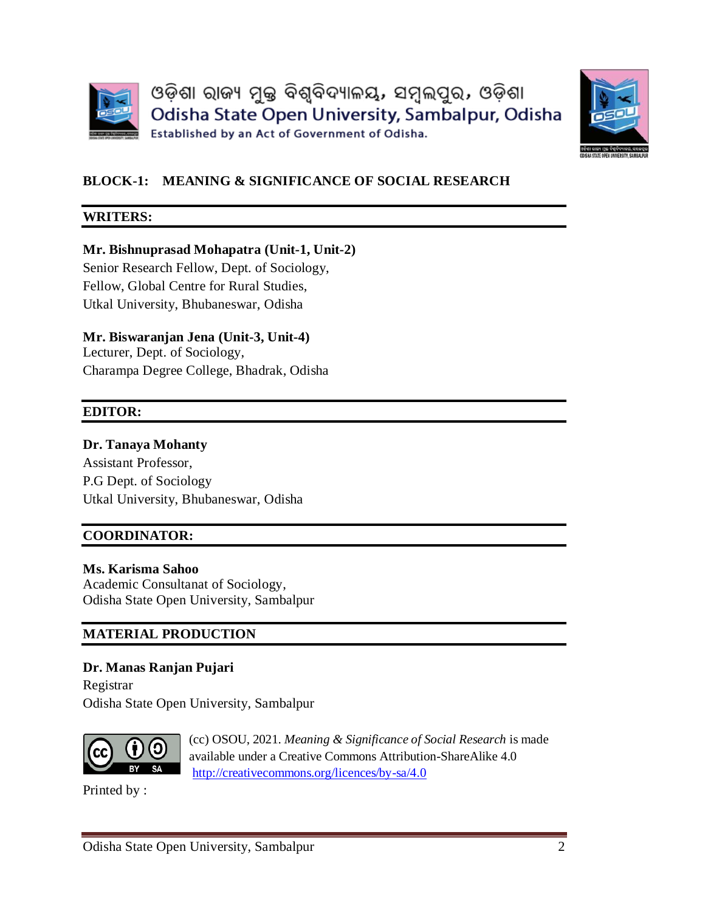ଓଡ଼ିଶା ରାଜ୍ୟ ମୁକ୍ତ ବିଶ୍ୱବିଦ୍ୟାଳୟ, ସମ୍ବଲପୁର, ଓଡ଼ିଶା

Odisha State Open University, Sambalpur, Odisha

Established by an Act of Government of Odisha.

## BLOCK-1: MEANING & SIGNIFICANCE OF SOCIAL RESEARCH

### WRITERS:

**Mr. Bishnuprasad Mohapatra (Unit-1, Unit-2)**
Senior Research Fellow, Dept. of Sociology,
Fellow, Global Centre for Rural Studies,
Utkal University, Bhubaneswar, Odisha

**Mr. Biswaranjan Jena (Unit-3, Unit-4)**
Lecturer, Dept. of Sociology,
Charampa Degree College, Bhadrak, Odisha

### EDITOR:

**Dr. Tanaya Mohanty**
Assistant Professor,
P.G Dept. of Sociology
Utkal University, Bhubaneswar, Odisha

### COORDINATOR:

**Ms. Karisma Sahoo**
Academic Consultanat of Sociology,
Odisha State Open University, Sambalpur

### MATERIAL PRODUCTION

**Dr. Manas Ranjan Pujari**
Registrar
Odisha State Open University, Sambalpur

(cc) OSOU, 2021. *Meaning & Significance of Social Research* is made available under a Creative Commons Attribution-ShareAlike 4.0 http://creativecommons.org/licences/by-sa/4.0

Printed by :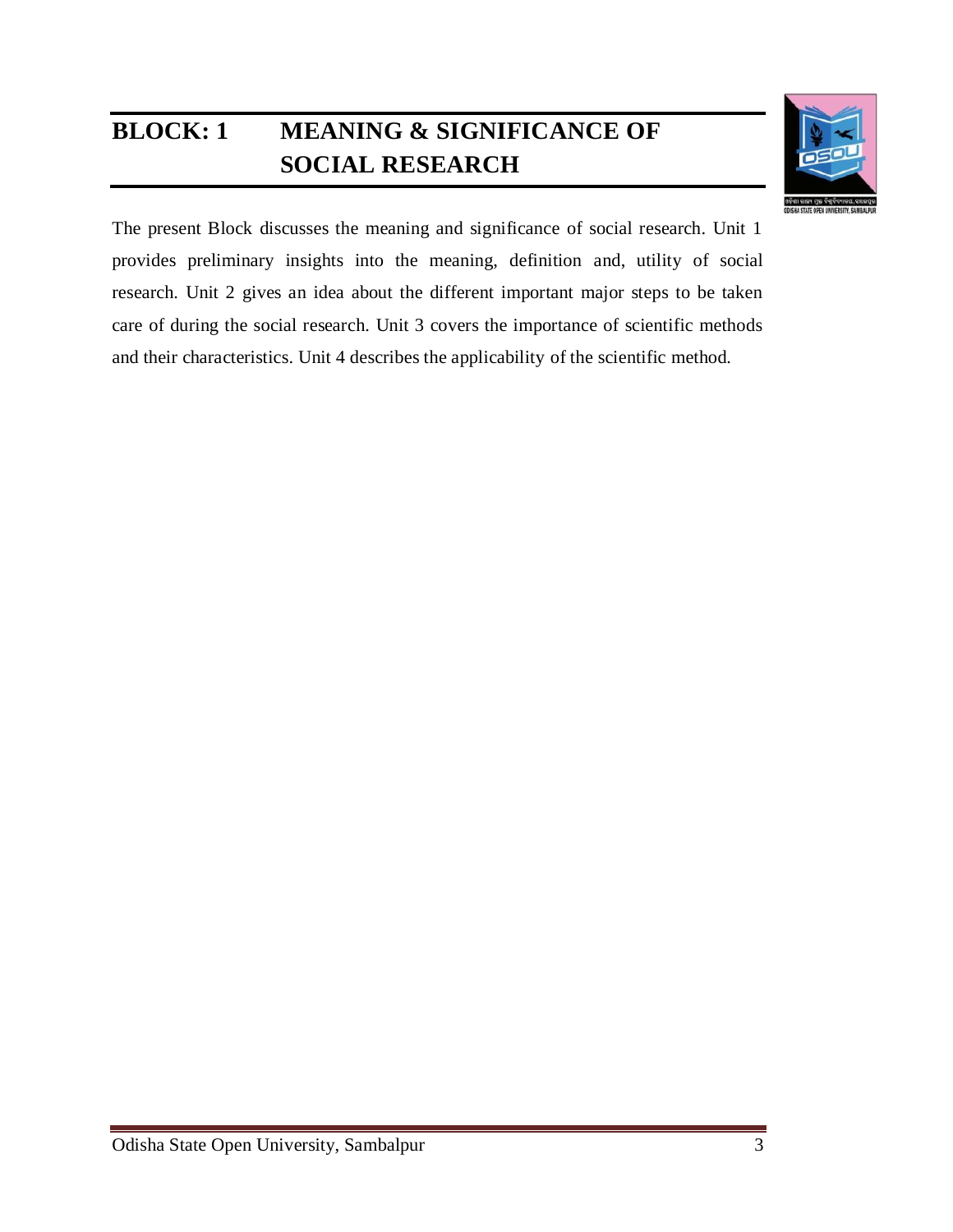# BLOCK: 1 MEANING & SIGNIFICANCE OF SOCIAL RESEARCH

The present Block discusses the meaning and significance of social research. Unit 1 provides preliminary insights into the meaning, definition and, utility of social research. Unit 2 gives an idea about the different important major steps to be taken care of during the social research. Unit 3 covers the importance of scientific methods and their characteristics. Unit 4 describes the applicability of the scientific method.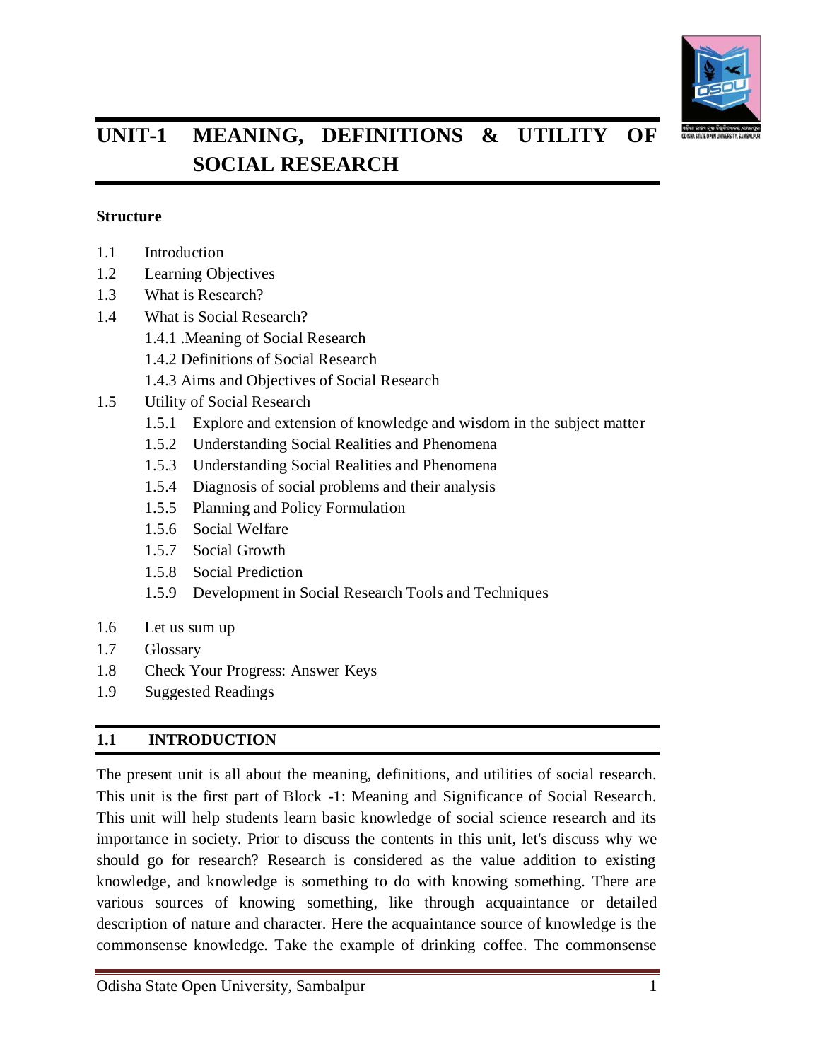# UNIT-1 MEANING, DEFINITIONS & UTILITY OF SOCIAL RESEARCH

**Structure**

1.1 Introduction

1.2 Learning Objectives

1.3 What is Research?

1.4 What is Social Research?

  1.4.1 .Meaning of Social Research

  1.4.2 Definitions of Social Research

  1.4.3 Aims and Objectives of Social Research

1.5 Utility of Social Research

  1.5.1 Explore and extension of knowledge and wisdom in the subject matter

  1.5.2 Understanding Social Realities and Phenomena

  1.5.3 Understanding Social Realities and Phenomena

  1.5.4 Diagnosis of social problems and their analysis

  1.5.5 Planning and Policy Formulation

  1.5.6 Social Welfare

  1.5.7 Social Growth

  1.5.8 Social Prediction

  1.5.9 Development in Social Research Tools and Techniques

1.6 Let us sum up

1.7 Glossary

1.8 Check Your Progress: Answer Keys

1.9 Suggested Readings

## 1.1 INTRODUCTION

The present unit is all about the meaning, definitions, and utilities of social research. This unit is the first part of Block -1: Meaning and Significance of Social Research. This unit will help students learn basic knowledge of social science research and its importance in society. Prior to discuss the contents in this unit, let's discuss why we should go for research? Research is considered as the value addition to existing knowledge, and knowledge is something to do with knowing something. There are various sources of knowing something, like through acquaintance or detailed description of nature and character. Here the acquaintance source of knowledge is the commonsense knowledge. Take the example of drinking coffee. The commonsense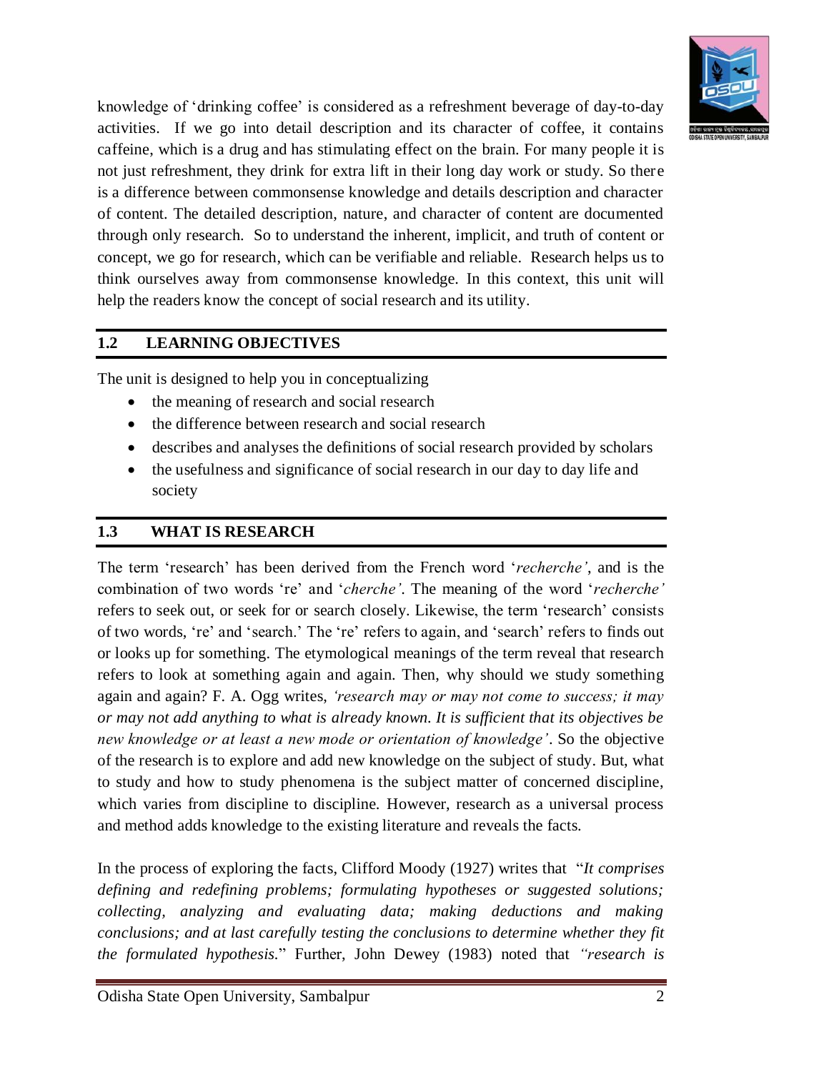knowledge of 'drinking coffee' is considered as a refreshment beverage of day-to-day activities. If we go into detail description and its character of coffee, it contains caffeine, which is a drug and has stimulating effect on the brain. For many people it is not just refreshment, they drink for extra lift in their long day work or study. So there is a difference between commonsense knowledge and details description and character of content. The detailed description, nature, and character of content are documented through only research. So to understand the inherent, implicit, and truth of content or concept, we go for research, which can be verifiable and reliable. Research helps us to think ourselves away from commonsense knowledge. In this context, this unit will help the readers know the concept of social research and its utility.

## 1.2 LEARNING OBJECTIVES

The unit is designed to help you in conceptualizing

- the meaning of research and social research
- the difference between research and social research
- describes and analyses the definitions of social research provided by scholars
- the usefulness and significance of social research in our day to day life and society

## 1.3 WHAT IS RESEARCH

The term 'research' has been derived from the French word '*recherche'*, and is the combination of two words 're' and '*cherche'*. The meaning of the word '*recherche'* refers to seek out, or seek for or search closely. Likewise, the term 'research' consists of two words, 're' and 'search.' The 're' refers to again, and 'search' refers to finds out or looks up for something. The etymological meanings of the term reveal that research refers to look at something again and again. Then, why should we study something again and again? F. A. Ogg writes, *'research may or may not come to success; it may or may not add anything to what is already known. It is sufficient that its objectives be new knowledge or at least a new mode or orientation of knowledge'*. So the objective of the research is to explore and add new knowledge on the subject of study. But, what to study and how to study phenomena is the subject matter of concerned discipline, which varies from discipline to discipline. However, research as a universal process and method adds knowledge to the existing literature and reveals the facts.

In the process of exploring the facts, Clifford Moody (1927) writes that "*It comprises defining and redefining problems; formulating hypotheses or suggested solutions; collecting, analyzing and evaluating data; making deductions and making conclusions; and at last carefully testing the conclusions to determine whether they fit the formulated hypothesis.*" Further, John Dewey (1983) noted that *"research is*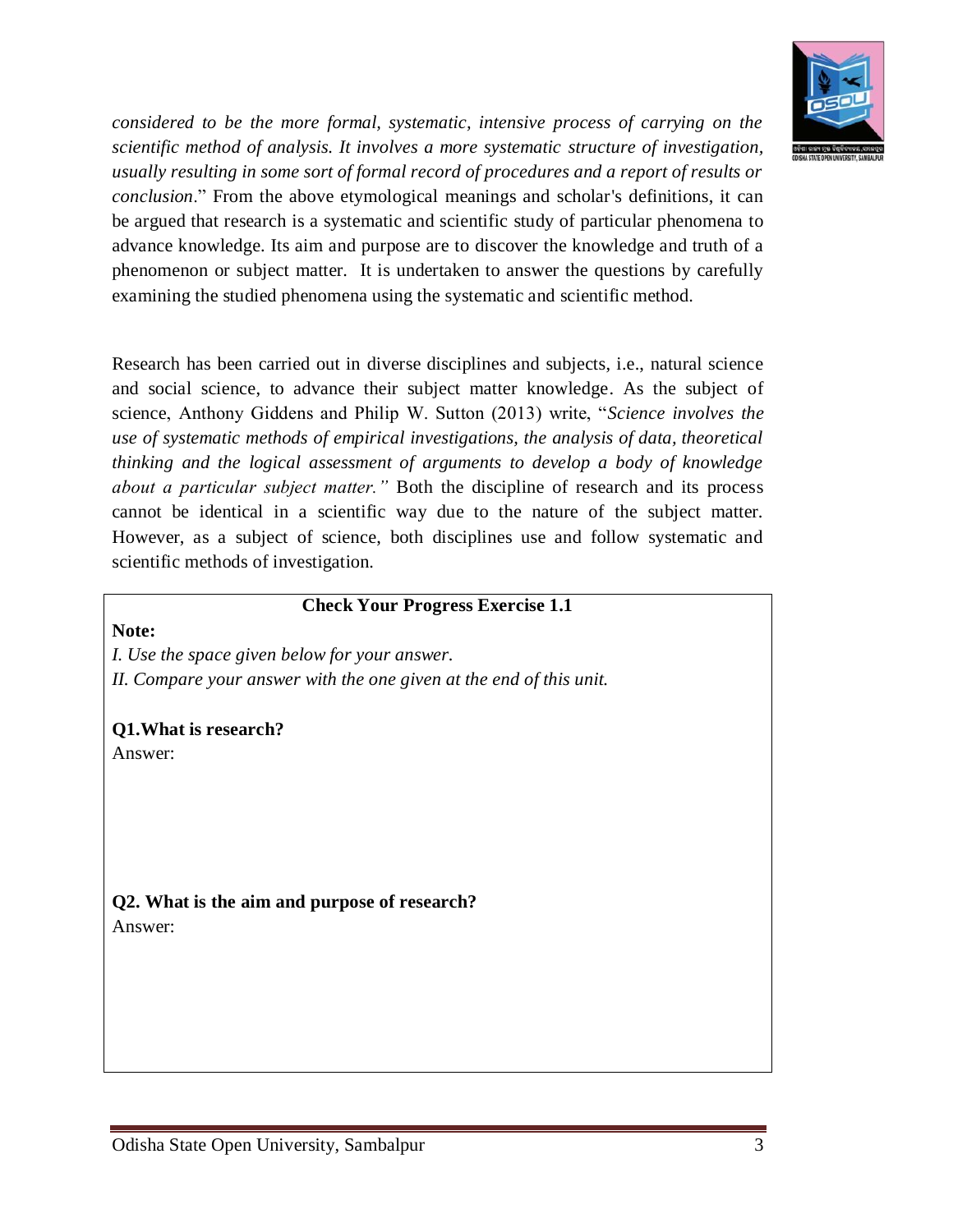*considered to be the more formal, systematic, intensive process of carrying on the scientific method of analysis. It involves a more systematic structure of investigation, usually resulting in some sort of formal record of procedures and a report of results or conclusion*." From the above etymological meanings and scholar's definitions, it can be argued that research is a systematic and scientific study of particular phenomena to advance knowledge. Its aim and purpose are to discover the knowledge and truth of a phenomenon or subject matter. It is undertaken to answer the questions by carefully examining the studied phenomena using the systematic and scientific method.

Research has been carried out in diverse disciplines and subjects, i.e., natural science and social science, to advance their subject matter knowledge. As the subject of science, Anthony Giddens and Philip W. Sutton (2013) write, "*Science involves the use of systematic methods of empirical investigations, the analysis of data, theoretical thinking and the logical assessment of arguments to develop a body of knowledge about a particular subject matter."* Both the discipline of research and its process cannot be identical in a scientific way due to the nature of the subject matter. However, as a subject of science, both disciplines use and follow systematic and scientific methods of investigation.

**Check Your Progress Exercise 1.1**

**Note:**

*I. Use the space given below for your answer.*

*II. Compare your answer with the one given at the end of this unit.*

**Q1.What is research?**

Answer:

**Q2. What is the aim and purpose of research?**

Answer: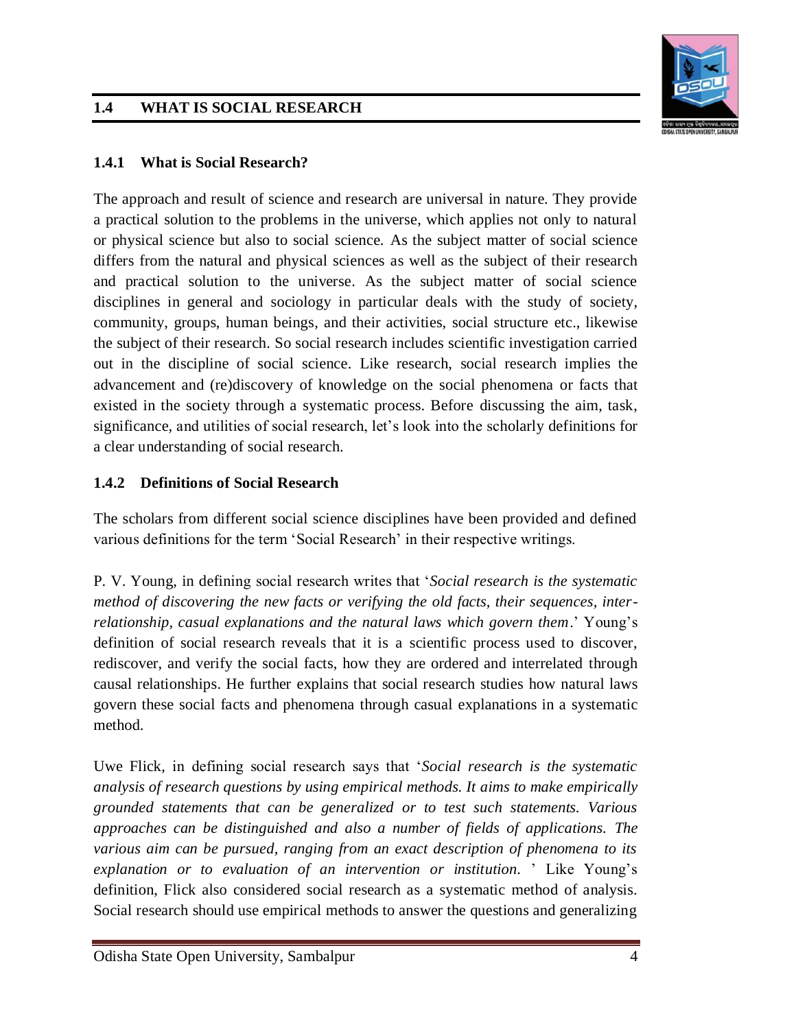## 1.4 WHAT IS SOCIAL RESEARCH

### 1.4.1 What is Social Research?

The approach and result of science and research are universal in nature. They provide a practical solution to the problems in the universe, which applies not only to natural or physical science but also to social science. As the subject matter of social science differs from the natural and physical sciences as well as the subject of their research and practical solution to the universe. As the subject matter of social science disciplines in general and sociology in particular deals with the study of society, community, groups, human beings, and their activities, social structure etc., likewise the subject of their research. So social research includes scientific investigation carried out in the discipline of social science. Like research, social research implies the advancement and (re)discovery of knowledge on the social phenomena or facts that existed in the society through a systematic process. Before discussing the aim, task, significance, and utilities of social research, let's look into the scholarly definitions for a clear understanding of social research.

### 1.4.2 Definitions of Social Research

The scholars from different social science disciplines have been provided and defined various definitions for the term 'Social Research' in their respective writings.

P. V. Young, in defining social research writes that '*Social research is the systematic method of discovering the new facts or verifying the old facts, their sequences, inter-relationship, casual explanations and the natural laws which govern them*.' Young's definition of social research reveals that it is a scientific process used to discover, rediscover, and verify the social facts, how they are ordered and interrelated through causal relationships. He further explains that social research studies how natural laws govern these social facts and phenomena through casual explanations in a systematic method.

Uwe Flick, in defining social research says that '*Social research is the systematic analysis of research questions by using empirical methods. It aims to make empirically grounded statements that can be generalized or to test such statements. Various approaches can be distinguished and also a number of fields of applications. The various aim can be pursued, ranging from an exact description of phenomena to its explanation or to evaluation of an intervention or institution.* ' Like Young's definition, Flick also considered social research as a systematic method of analysis. Social research should use empirical methods to answer the questions and generalizing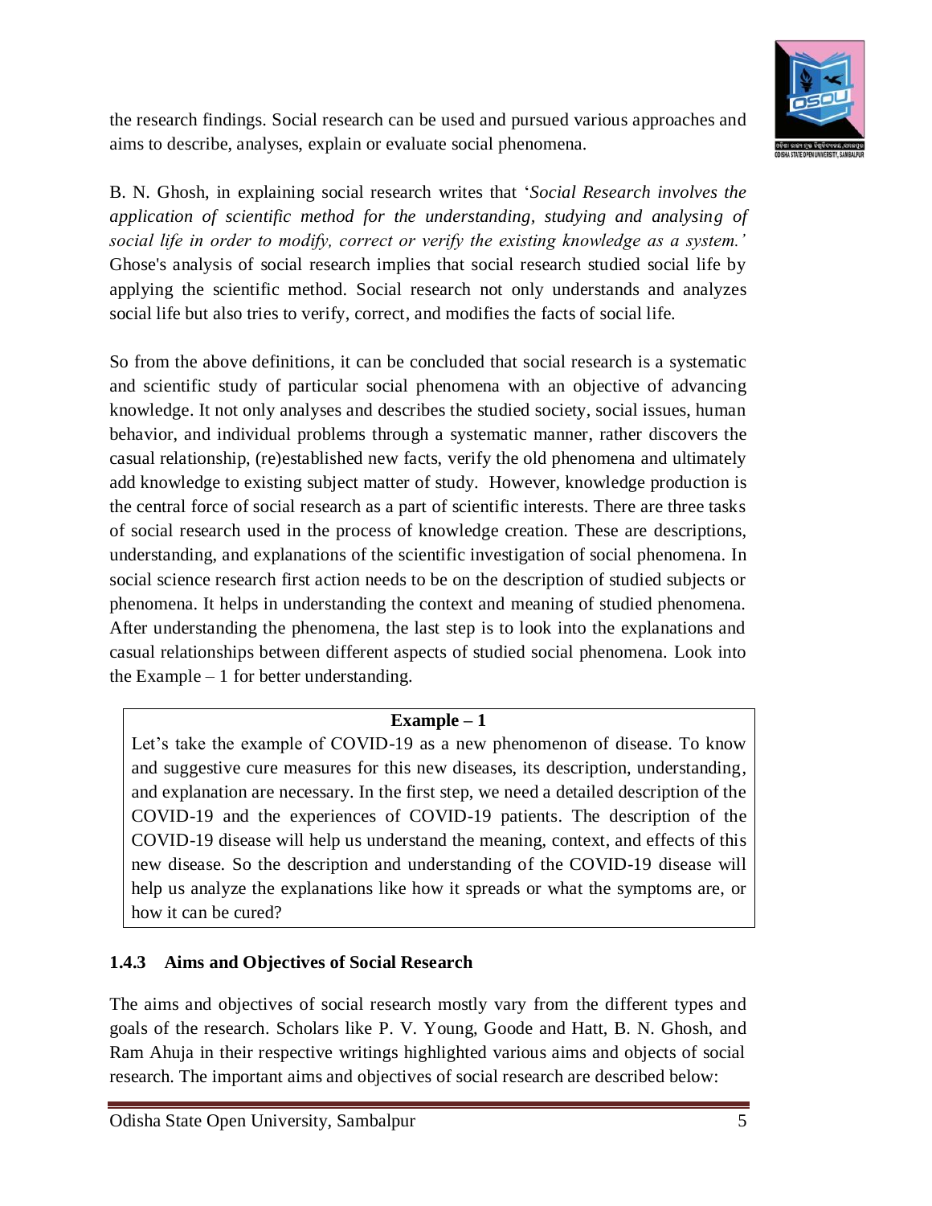the research findings. Social research can be used and pursued various approaches and aims to describe, analyses, explain or evaluate social phenomena.

B. N. Ghosh, in explaining social research writes that '*Social Research involves the application of scientific method for the understanding, studying and analysing of social life in order to modify, correct or verify the existing knowledge as a system.'* Ghose's analysis of social research implies that social research studied social life by applying the scientific method. Social research not only understands and analyzes social life but also tries to verify, correct, and modifies the facts of social life.

So from the above definitions, it can be concluded that social research is a systematic and scientific study of particular social phenomena with an objective of advancing knowledge. It not only analyses and describes the studied society, social issues, human behavior, and individual problems through a systematic manner, rather discovers the casual relationship, (re)established new facts, verify the old phenomena and ultimately add knowledge to existing subject matter of study. However, knowledge production is the central force of social research as a part of scientific interests. There are three tasks of social research used in the process of knowledge creation. These are descriptions, understanding, and explanations of the scientific investigation of social phenomena. In social science research first action needs to be on the description of studied subjects or phenomena. It helps in understanding the context and meaning of studied phenomena. After understanding the phenomena, the last step is to look into the explanations and casual relationships between different aspects of studied social phenomena. Look into the Example – 1 for better understanding.

**Example – 1**

Let's take the example of COVID-19 as a new phenomenon of disease. To know and suggestive cure measures for this new diseases, its description, understanding, and explanation are necessary. In the first step, we need a detailed description of the COVID-19 and the experiences of COVID-19 patients. The description of the COVID-19 disease will help us understand the meaning, context, and effects of this new disease. So the description and understanding of the COVID-19 disease will help us analyze the explanations like how it spreads or what the symptoms are, or how it can be cured?

### 1.4.3 Aims and Objectives of Social Research

The aims and objectives of social research mostly vary from the different types and goals of the research. Scholars like P. V. Young, Goode and Hatt, B. N. Ghosh, and Ram Ahuja in their respective writings highlighted various aims and objects of social research. The important aims and objectives of social research are described below: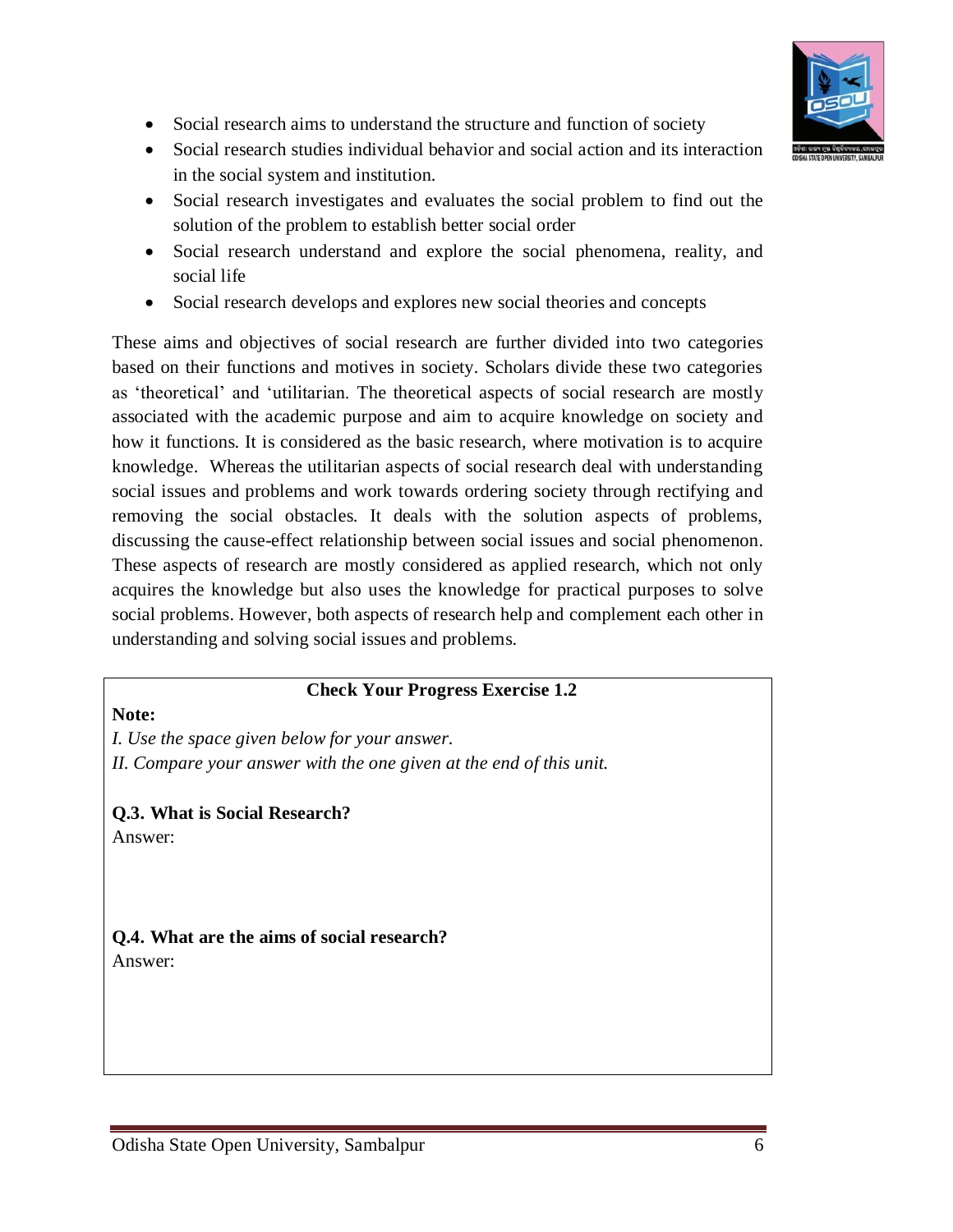- Social research aims to understand the structure and function of society
- Social research studies individual behavior and social action and its interaction in the social system and institution.
- Social research investigates and evaluates the social problem to find out the solution of the problem to establish better social order
- Social research understand and explore the social phenomena, reality, and social life
- Social research develops and explores new social theories and concepts

These aims and objectives of social research are further divided into two categories based on their functions and motives in society. Scholars divide these two categories as 'theoretical' and 'utilitarian. The theoretical aspects of social research are mostly associated with the academic purpose and aim to acquire knowledge on society and how it functions. It is considered as the basic research, where motivation is to acquire knowledge. Whereas the utilitarian aspects of social research deal with understanding social issues and problems and work towards ordering society through rectifying and removing the social obstacles. It deals with the solution aspects of problems, discussing the cause-effect relationship between social issues and social phenomenon. These aspects of research are mostly considered as applied research, which not only acquires the knowledge but also uses the knowledge for practical purposes to solve social problems. However, both aspects of research help and complement each other in understanding and solving social issues and problems.

**Check Your Progress Exercise 1.2**

**Note:**

*I. Use the space given below for your answer.*

*II. Compare your answer with the one given at the end of this unit.*

**Q.3. What is Social Research?**

Answer:

**Q.4. What are the aims of social research?**

Answer: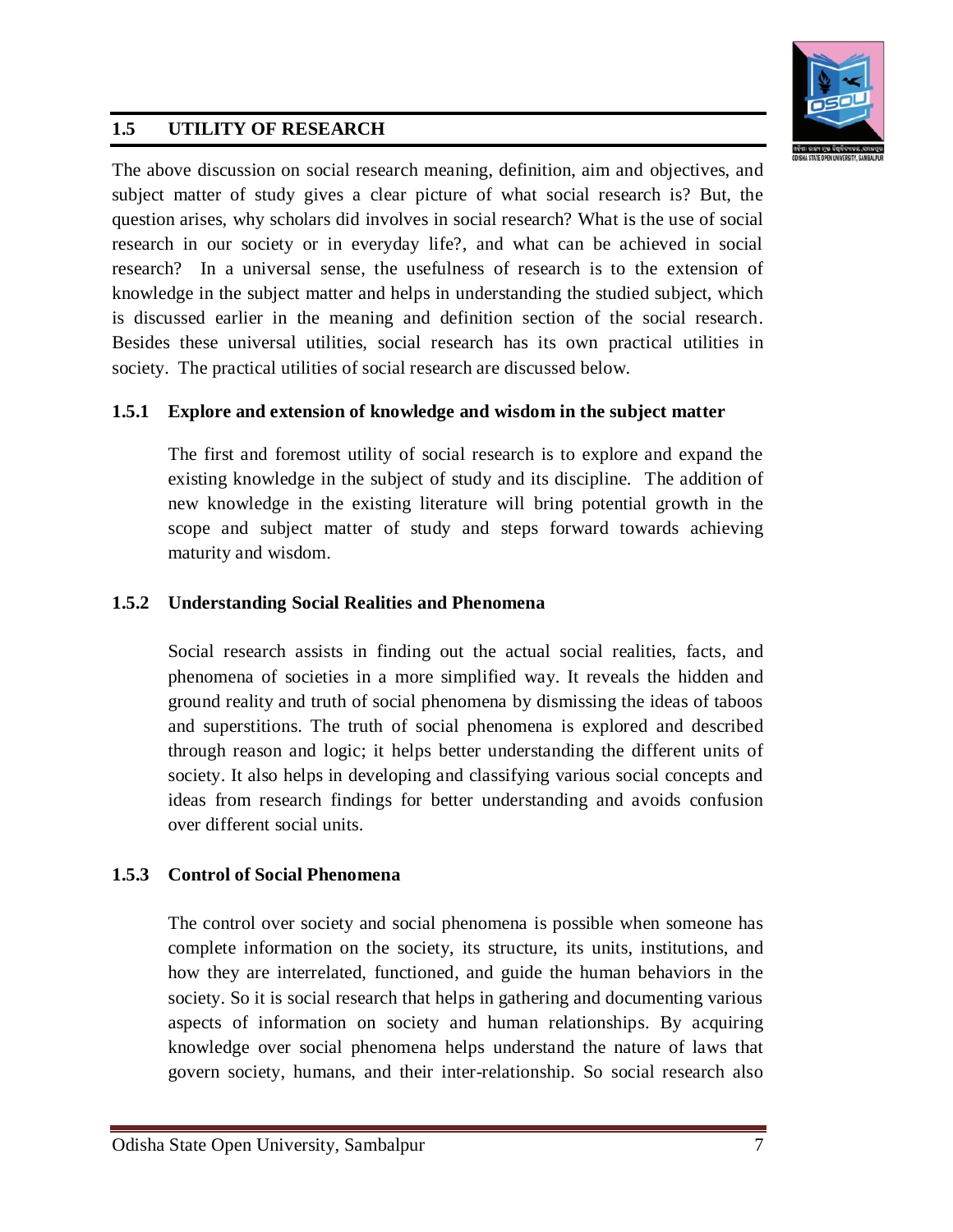## 1.5 UTILITY OF RESEARCH

The above discussion on social research meaning, definition, aim and objectives, and subject matter of study gives a clear picture of what social research is? But, the question arises, why scholars did involves in social research? What is the use of social research in our society or in everyday life?, and what can be achieved in social research? In a universal sense, the usefulness of research is to the extension of knowledge in the subject matter and helps in understanding the studied subject, which is discussed earlier in the meaning and definition section of the social research. Besides these universal utilities, social research has its own practical utilities in society. The practical utilities of social research are discussed below.

### 1.5.1 Explore and extension of knowledge and wisdom in the subject matter

The first and foremost utility of social research is to explore and expand the existing knowledge in the subject of study and its discipline. The addition of new knowledge in the existing literature will bring potential growth in the scope and subject matter of study and steps forward towards achieving maturity and wisdom.

### 1.5.2 Understanding Social Realities and Phenomena

Social research assists in finding out the actual social realities, facts, and phenomena of societies in a more simplified way. It reveals the hidden and ground reality and truth of social phenomena by dismissing the ideas of taboos and superstitions. The truth of social phenomena is explored and described through reason and logic; it helps better understanding the different units of society. It also helps in developing and classifying various social concepts and ideas from research findings for better understanding and avoids confusion over different social units.

### 1.5.3 Control of Social Phenomena

The control over society and social phenomena is possible when someone has complete information on the society, its structure, its units, institutions, and how they are interrelated, functioned, and guide the human behaviors in the society. So it is social research that helps in gathering and documenting various aspects of information on society and human relationships. By acquiring knowledge over social phenomena helps understand the nature of laws that govern society, humans, and their inter-relationship. So social research also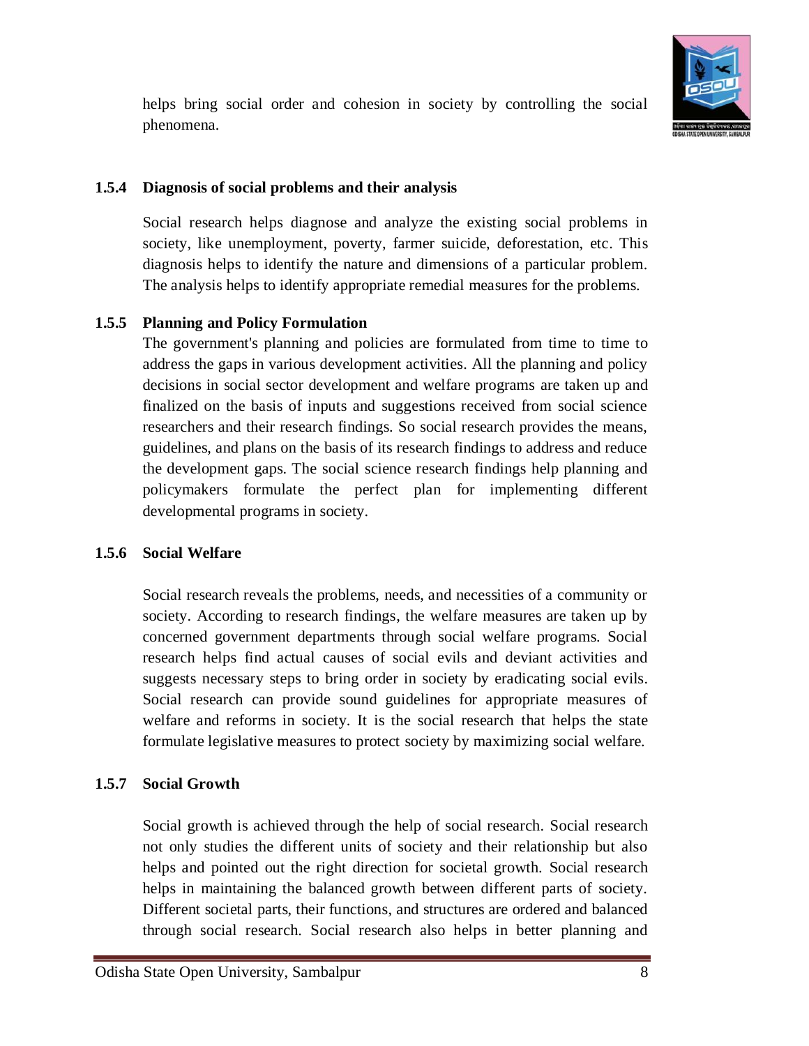helps bring social order and cohesion in society by controlling the social phenomena.

### 1.5.4 Diagnosis of social problems and their analysis

Social research helps diagnose and analyze the existing social problems in society, like unemployment, poverty, farmer suicide, deforestation, etc. This diagnosis helps to identify the nature and dimensions of a particular problem. The analysis helps to identify appropriate remedial measures for the problems.

### 1.5.5 Planning and Policy Formulation

The government's planning and policies are formulated from time to time to address the gaps in various development activities. All the planning and policy decisions in social sector development and welfare programs are taken up and finalized on the basis of inputs and suggestions received from social science researchers and their research findings. So social research provides the means, guidelines, and plans on the basis of its research findings to address and reduce the development gaps. The social science research findings help planning and policymakers formulate the perfect plan for implementing different developmental programs in society.

### 1.5.6 Social Welfare

Social research reveals the problems, needs, and necessities of a community or society. According to research findings, the welfare measures are taken up by concerned government departments through social welfare programs. Social research helps find actual causes of social evils and deviant activities and suggests necessary steps to bring order in society by eradicating social evils. Social research can provide sound guidelines for appropriate measures of welfare and reforms in society. It is the social research that helps the state formulate legislative measures to protect society by maximizing social welfare.

### 1.5.7 Social Growth

Social growth is achieved through the help of social research. Social research not only studies the different units of society and their relationship but also helps and pointed out the right direction for societal growth. Social research helps in maintaining the balanced growth between different parts of society. Different societal parts, their functions, and structures are ordered and balanced through social research. Social research also helps in better planning and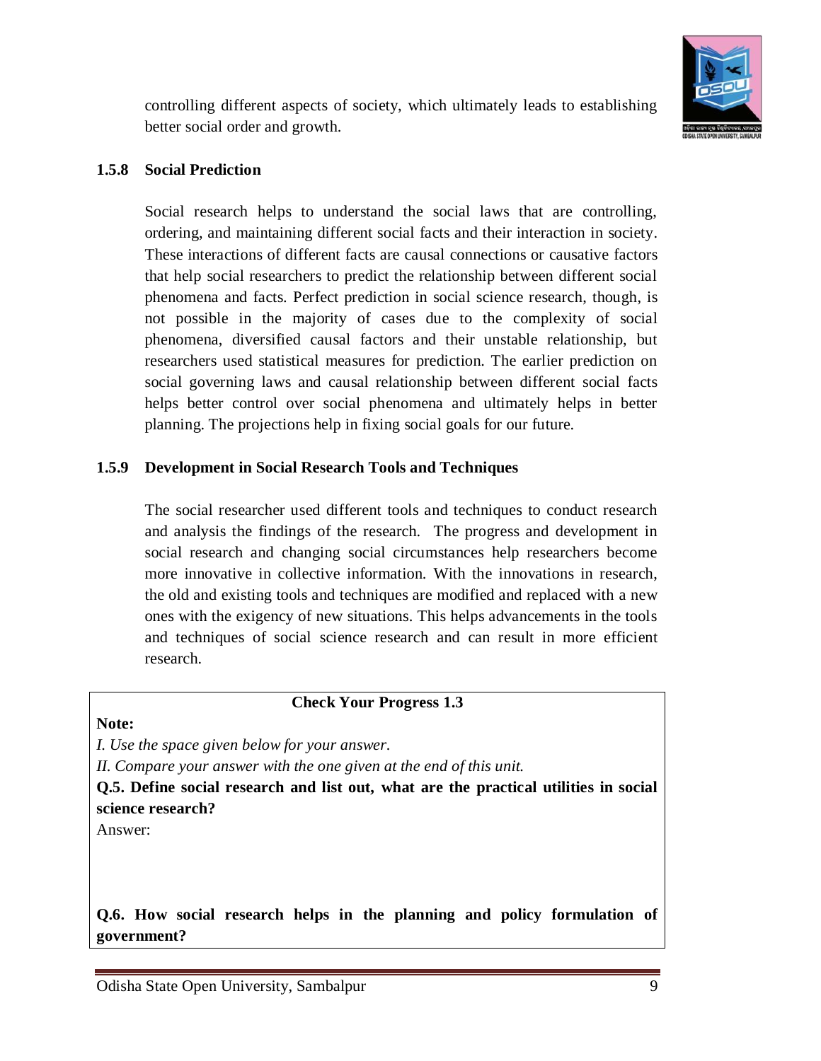controlling different aspects of society, which ultimately leads to establishing better social order and growth.

### 1.5.8 Social Prediction

Social research helps to understand the social laws that are controlling, ordering, and maintaining different social facts and their interaction in society. These interactions of different facts are causal connections or causative factors that help social researchers to predict the relationship between different social phenomena and facts. Perfect prediction in social science research, though, is not possible in the majority of cases due to the complexity of social phenomena, diversified causal factors and their unstable relationship, but researchers used statistical measures for prediction. The earlier prediction on social governing laws and causal relationship between different social facts helps better control over social phenomena and ultimately helps in better planning. The projections help in fixing social goals for our future.

### 1.5.9 Development in Social Research Tools and Techniques

The social researcher used different tools and techniques to conduct research and analysis the findings of the research. The progress and development in social research and changing social circumstances help researchers become more innovative in collective information. With the innovations in research, the old and existing tools and techniques are modified and replaced with a new ones with the exigency of new situations. This helps advancements in the tools and techniques of social science research and can result in more efficient research.

**Check Your Progress 1.3**

**Note:**

*I. Use the space given below for your answer.*

*II. Compare your answer with the one given at the end of this unit.*

**Q.5. Define social research and list out, what are the practical utilities in social science research?**

Answer:

**Q.6. How social research helps in the planning and policy formulation of government?**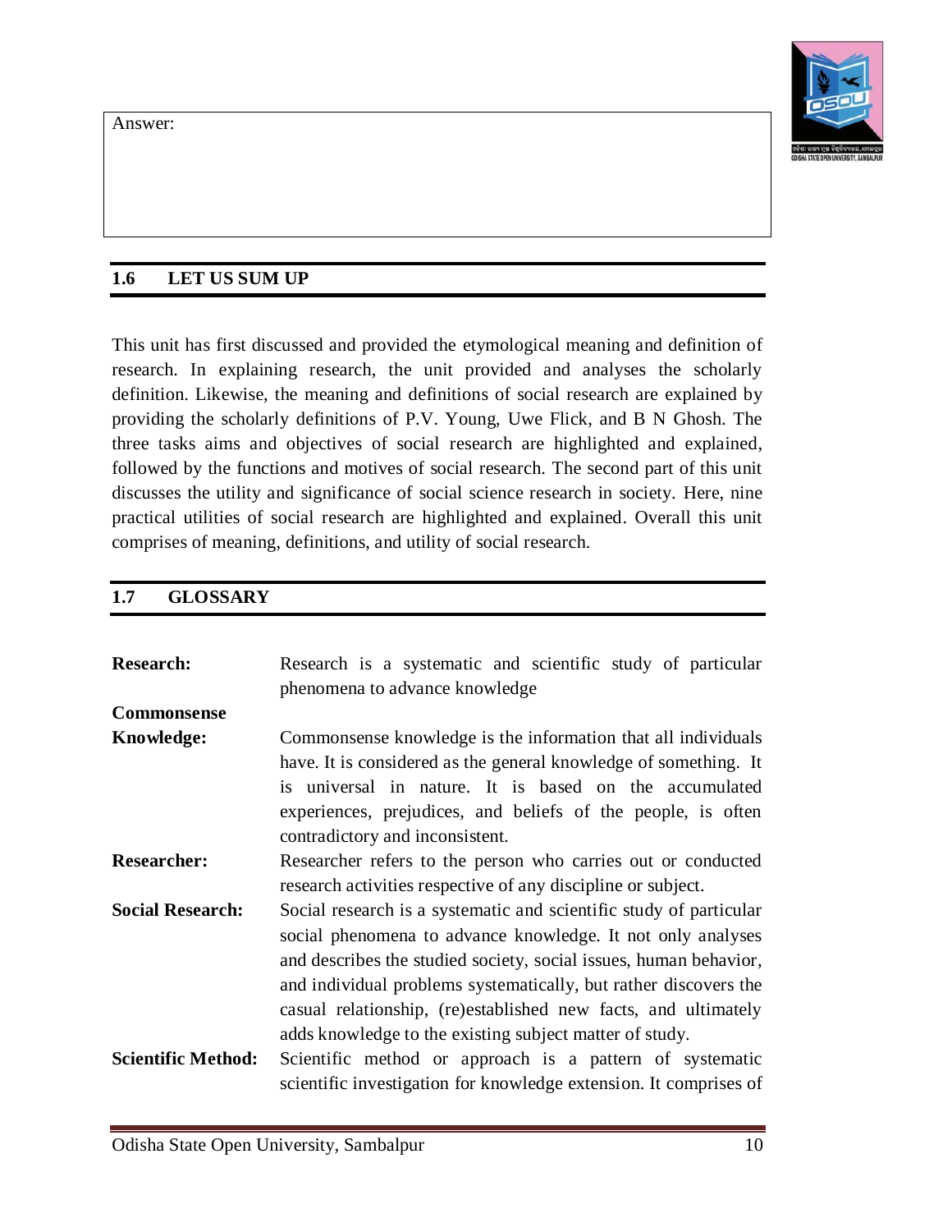Answer:

## 1.6 LET US SUM UP

This unit has first discussed and provided the etymological meaning and definition of research. In explaining research, the unit provided and analyses the scholarly definition. Likewise, the meaning and definitions of social research are explained by providing the scholarly definitions of P.V. Young, Uwe Flick, and B N Ghosh. The three tasks aims and objectives of social research are highlighted and explained, followed by the functions and motives of social research. The second part of this unit discusses the utility and significance of social science research in society. Here, nine practical utilities of social research are highlighted and explained. Overall this unit comprises of meaning, definitions, and utility of social research.

## 1.7 GLOSSARY

**Research:** Research is a systematic and scientific study of particular phenomena to advance knowledge

**Commonsense Knowledge:** Commonsense knowledge is the information that all individuals have. It is considered as the general knowledge of something. It is universal in nature. It is based on the accumulated experiences, prejudices, and beliefs of the people, is often contradictory and inconsistent.

**Researcher:** Researcher refers to the person who carries out or conducted research activities respective of any discipline or subject.

**Social Research:** Social research is a systematic and scientific study of particular social phenomena to advance knowledge. It not only analyses and describes the studied society, social issues, human behavior, and individual problems systematically, but rather discovers the casual relationship, (re)established new facts, and ultimately adds knowledge to the existing subject matter of study.

**Scientific Method:** Scientific method or approach is a pattern of systematic scientific investigation for knowledge extension. It comprises of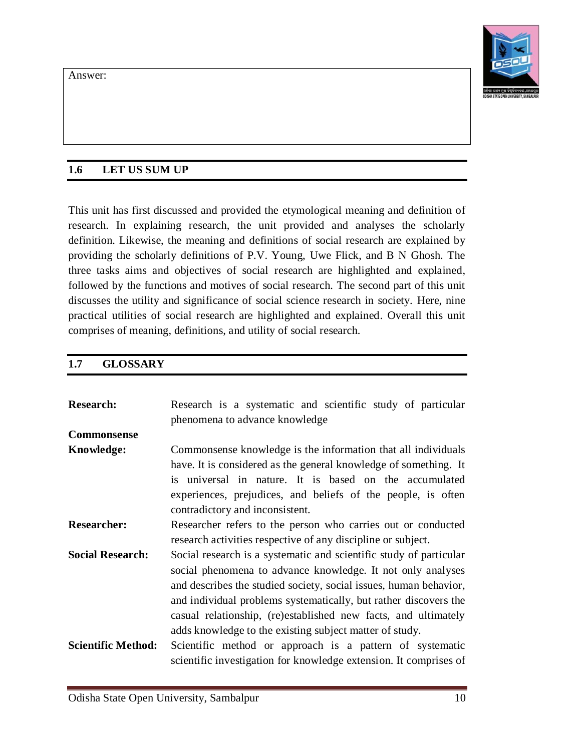Answer:

## 1.6 LET US SUM UP

This unit has first discussed and provided the etymological meaning and definition of research. In explaining research, the unit provided and analyses the scholarly definition. Likewise, the meaning and definitions of social research are explained by providing the scholarly definitions of P.V. Young, Uwe Flick, and B N Ghosh. The three tasks aims and objectives of social research are highlighted and explained, followed by the functions and motives of social research. The second part of this unit discusses the utility and significance of social science research in society. Here, nine practical utilities of social research are highlighted and explained. Overall this unit comprises of meaning, definitions, and utility of social research.

## 1.7 GLOSSARY

**Research:** Research is a systematic and scientific study of particular phenomena to advance knowledge

**Commonsense Knowledge:** Commonsense knowledge is the information that all individuals have. It is considered as the general knowledge of something. It is universal in nature. It is based on the accumulated experiences, prejudices, and beliefs of the people, is often contradictory and inconsistent.

**Researcher:** Researcher refers to the person who carries out or conducted research activities respective of any discipline or subject.

**Social Research:** Social research is a systematic and scientific study of particular social phenomena to advance knowledge. It not only analyses and describes the studied society, social issues, human behavior, and individual problems systematically, but rather discovers the casual relationship, (re)established new facts, and ultimately adds knowledge to the existing subject matter of study.

**Scientific Method:** Scientific method or approach is a pattern of systematic scientific investigation for knowledge extension. It comprises of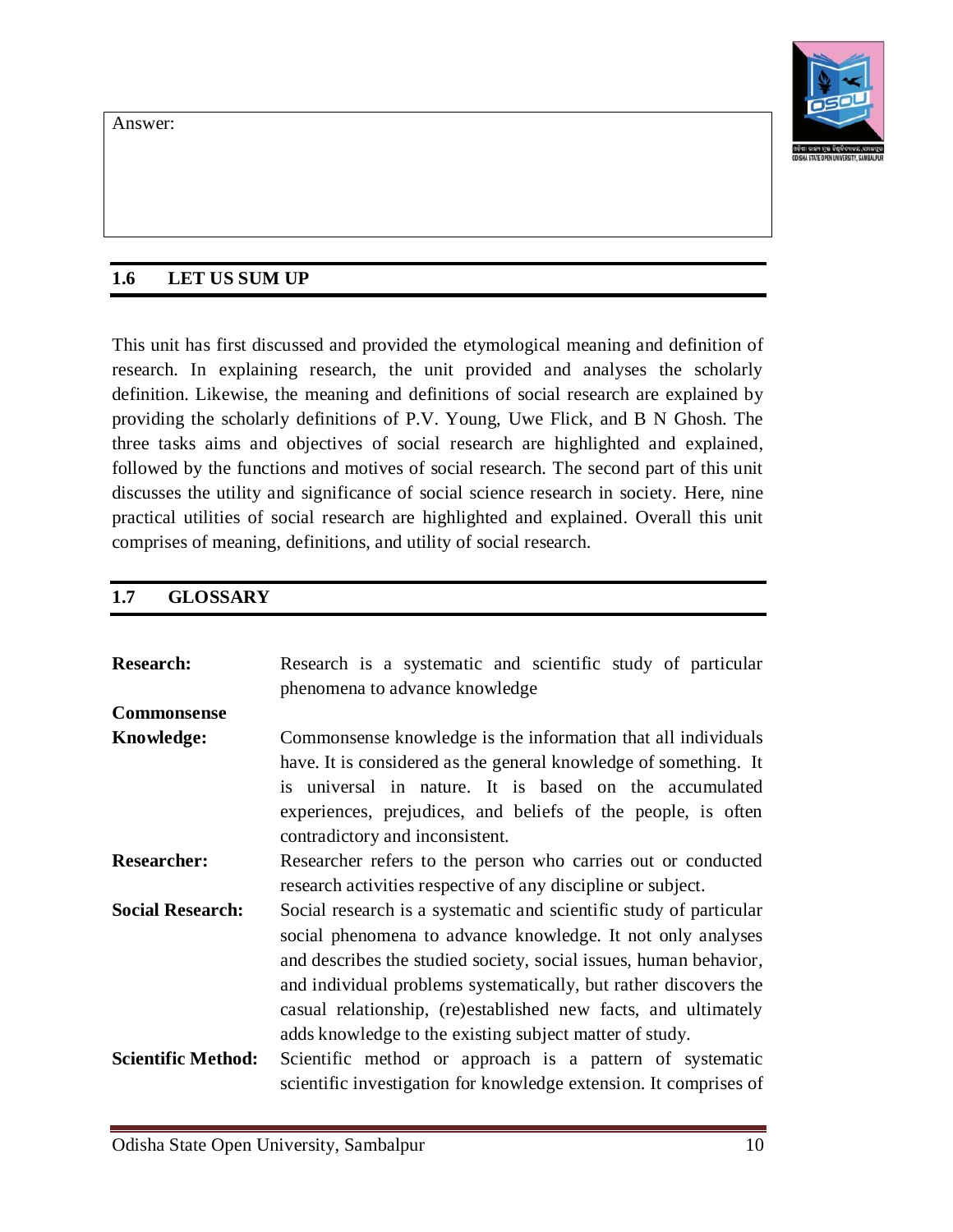Answer:

## 1.6 LET US SUM UP

This unit has first discussed and provided the etymological meaning and definition of research. In explaining research, the unit provided and analyses the scholarly definition. Likewise, the meaning and definitions of social research are explained by providing the scholarly definitions of P.V. Young, Uwe Flick, and B N Ghosh. The three tasks aims and objectives of social research are highlighted and explained, followed by the functions and motives of social research. The second part of this unit discusses the utility and significance of social science research in society. Here, nine practical utilities of social research are highlighted and explained. Overall this unit comprises of meaning, definitions, and utility of social research.

## 1.7 GLOSSARY

**Research:** Research is a systematic and scientific study of particular phenomena to advance knowledge

**Commonsense Knowledge:** Commonsense knowledge is the information that all individuals have. It is considered as the general knowledge of something. It is universal in nature. It is based on the accumulated experiences, prejudices, and beliefs of the people, is often contradictory and inconsistent.

**Researcher:** Researcher refers to the person who carries out or conducted research activities respective of any discipline or subject.

**Social Research:** Social research is a systematic and scientific study of particular social phenomena to advance knowledge. It not only analyses and describes the studied society, social issues, human behavior, and individual problems systematically, but rather discovers the casual relationship, (re)established new facts, and ultimately adds knowledge to the existing subject matter of study.

**Scientific Method:** Scientific method or approach is a pattern of systematic scientific investigation for knowledge extension. It comprises of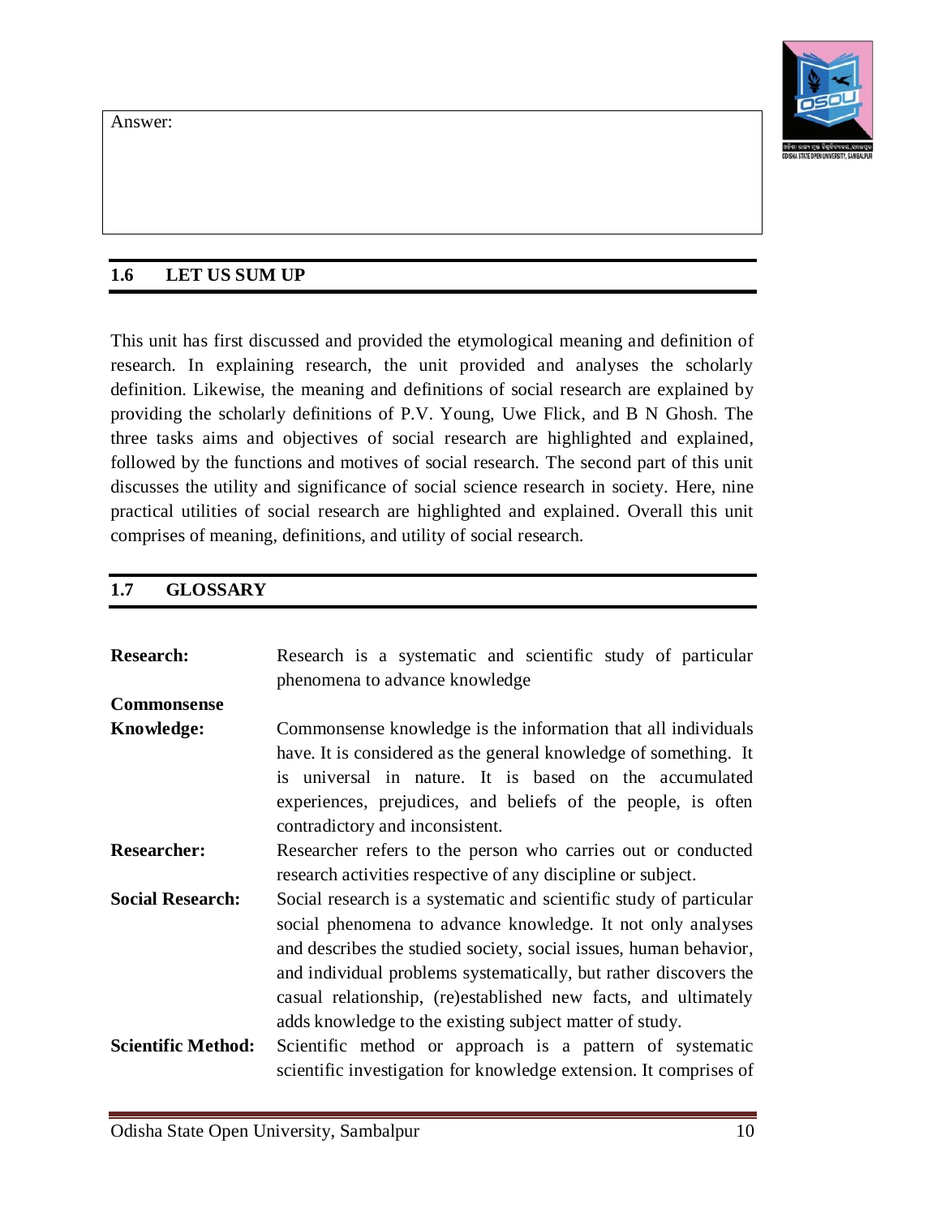Answer:

## 1.6 LET US SUM UP

This unit has first discussed and provided the etymological meaning and definition of research. In explaining research, the unit provided and analyses the scholarly definition. Likewise, the meaning and definitions of social research are explained by providing the scholarly definitions of P.V. Young, Uwe Flick, and B N Ghosh. The three tasks aims and objectives of social research are highlighted and explained, followed by the functions and motives of social research. The second part of this unit discusses the utility and significance of social science research in society. Here, nine practical utilities of social research are highlighted and explained. Overall this unit comprises of meaning, definitions, and utility of social research.

## 1.7 GLOSSARY

**Research:** Research is a systematic and scientific study of particular phenomena to advance knowledge

**Commonsense Knowledge:** Commonsense knowledge is the information that all individuals have. It is considered as the general knowledge of something. It is universal in nature. It is based on the accumulated experiences, prejudices, and beliefs of the people, is often contradictory and inconsistent.

**Researcher:** Researcher refers to the person who carries out or conducted research activities respective of any discipline or subject.

**Social Research:** Social research is a systematic and scientific study of particular social phenomena to advance knowledge. It not only analyses and describes the studied society, social issues, human behavior, and individual problems systematically, but rather discovers the casual relationship, (re)established new facts, and ultimately adds knowledge to the existing subject matter of study.

**Scientific Method:** Scientific method or approach is a pattern of systematic scientific investigation for knowledge extension. It comprises of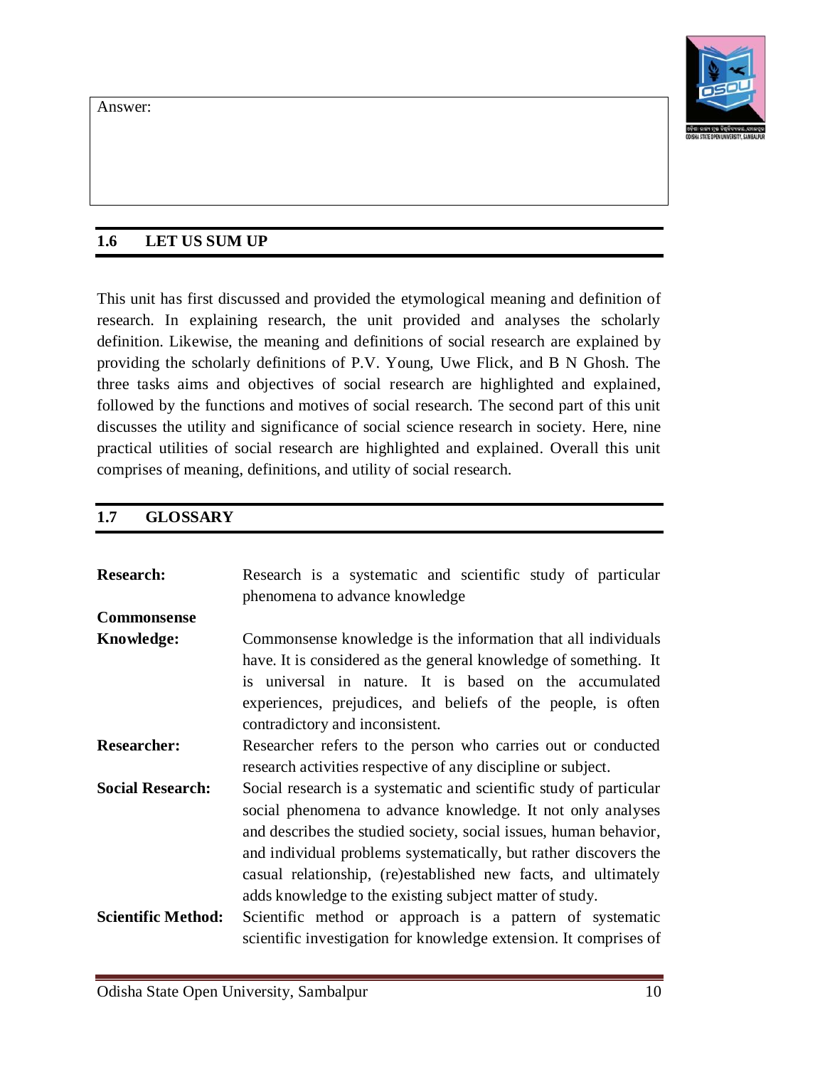Answer:

## 1.6 LET US SUM UP

This unit has first discussed and provided the etymological meaning and definition of research. In explaining research, the unit provided and analyses the scholarly definition. Likewise, the meaning and definitions of social research are explained by providing the scholarly definitions of P.V. Young, Uwe Flick, and B N Ghosh. The three tasks aims and objectives of social research are highlighted and explained, followed by the functions and motives of social research. The second part of this unit discusses the utility and significance of social science research in society. Here, nine practical utilities of social research are highlighted and explained. Overall this unit comprises of meaning, definitions, and utility of social research.

## 1.7 GLOSSARY

**Research:** Research is a systematic and scientific study of particular phenomena to advance knowledge

**Commonsense Knowledge:** Commonsense knowledge is the information that all individuals have. It is considered as the general knowledge of something. It is universal in nature. It is based on the accumulated experiences, prejudices, and beliefs of the people, is often contradictory and inconsistent.

**Researcher:** Researcher refers to the person who carries out or conducted research activities respective of any discipline or subject.

**Social Research:** Social research is a systematic and scientific study of particular social phenomena to advance knowledge. It not only analyses and describes the studied society, social issues, human behavior, and individual problems systematically, but rather discovers the casual relationship, (re)established new facts, and ultimately adds knowledge to the existing subject matter of study.

**Scientific Method:** Scientific method or approach is a pattern of systematic scientific investigation for knowledge extension. It comprises of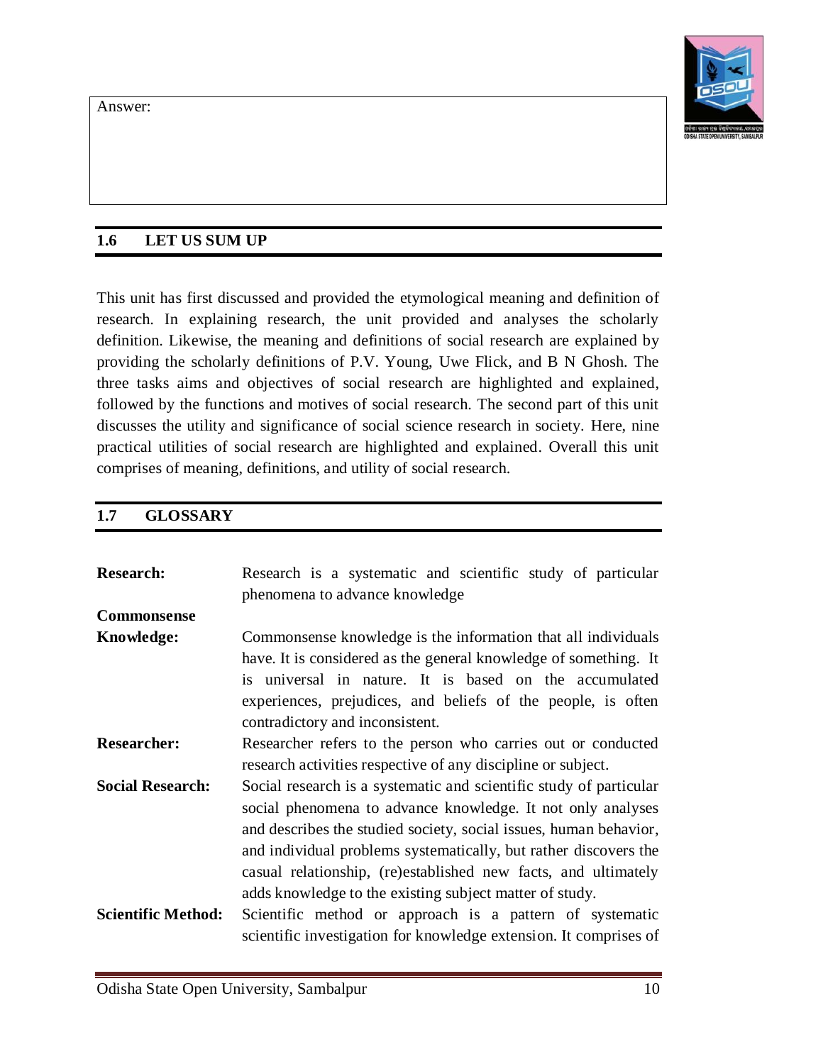Answer:

## 1.6 LET US SUM UP

This unit has first discussed and provided the etymological meaning and definition of research. In explaining research, the unit provided and analyses the scholarly definition. Likewise, the meaning and definitions of social research are explained by providing the scholarly definitions of P.V. Young, Uwe Flick, and B N Ghosh. The three tasks aims and objectives of social research are highlighted and explained, followed by the functions and motives of social research. The second part of this unit discusses the utility and significance of social science research in society. Here, nine practical utilities of social research are highlighted and explained. Overall this unit comprises of meaning, definitions, and utility of social research.

## 1.7 GLOSSARY

**Research:** Research is a systematic and scientific study of particular phenomena to advance knowledge

**Commonsense Knowledge:** Commonsense knowledge is the information that all individuals have. It is considered as the general knowledge of something. It is universal in nature. It is based on the accumulated experiences, prejudices, and beliefs of the people, is often contradictory and inconsistent.

**Researcher:** Researcher refers to the person who carries out or conducted research activities respective of any discipline or subject.

**Social Research:** Social research is a systematic and scientific study of particular social phenomena to advance knowledge. It not only analyses and describes the studied society, social issues, human behavior, and individual problems systematically, but rather discovers the casual relationship, (re)established new facts, and ultimately adds knowledge to the existing subject matter of study.

**Scientific Method:** Scientific method or approach is a pattern of systematic scientific investigation for knowledge extension. It comprises of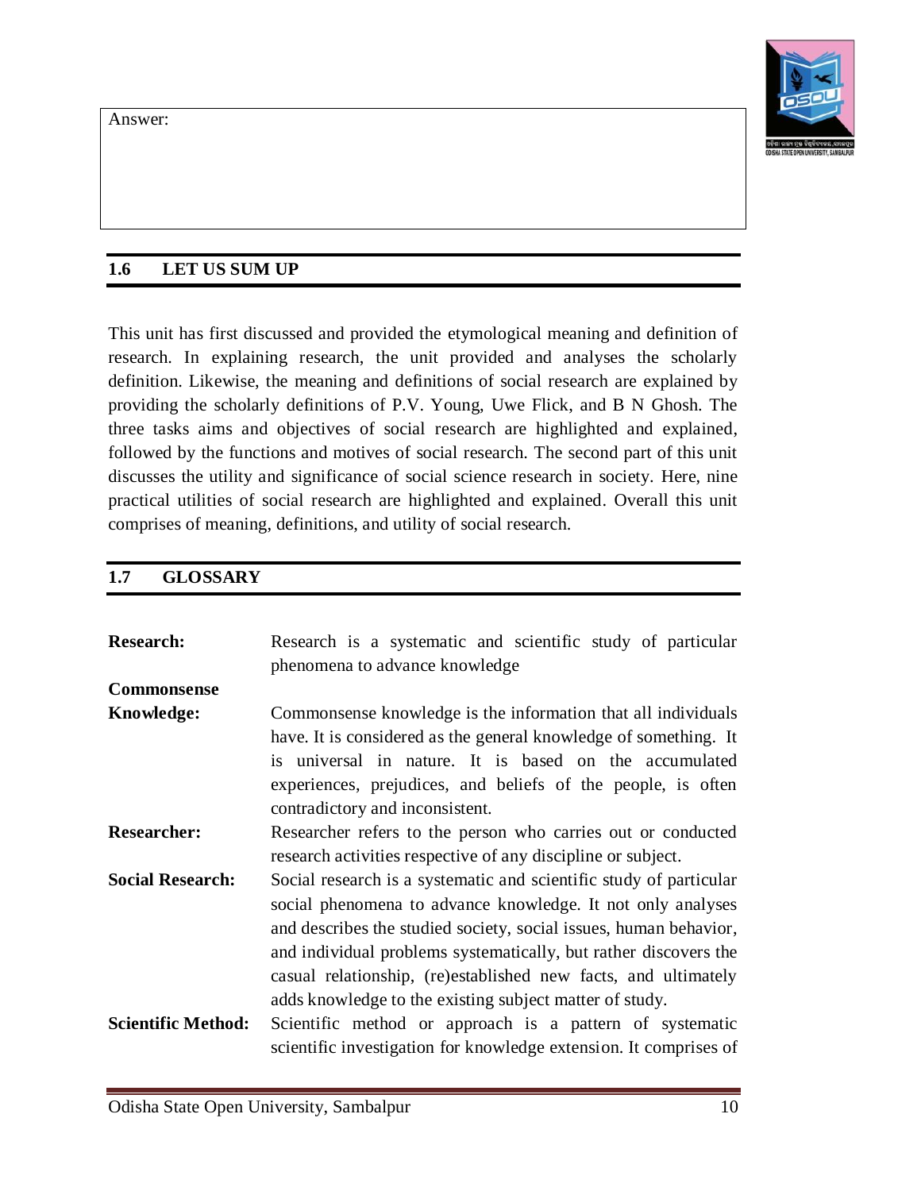Answer:

## 1.6 LET US SUM UP

This unit has first discussed and provided the etymological meaning and definition of research. In explaining research, the unit provided and analyses the scholarly definition. Likewise, the meaning and definitions of social research are explained by providing the scholarly definitions of P.V. Young, Uwe Flick, and B N Ghosh. The three tasks aims and objectives of social research are highlighted and explained, followed by the functions and motives of social research. The second part of this unit discusses the utility and significance of social science research in society. Here, nine practical utilities of social research are highlighted and explained. Overall this unit comprises of meaning, definitions, and utility of social research.

## 1.7 GLOSSARY

**Research:** Research is a systematic and scientific study of particular phenomena to advance knowledge

**Commonsense Knowledge:** Commonsense knowledge is the information that all individuals have. It is considered as the general knowledge of something. It is universal in nature. It is based on the accumulated experiences, prejudices, and beliefs of the people, is often contradictory and inconsistent.

**Researcher:** Researcher refers to the person who carries out or conducted research activities respective of any discipline or subject.

**Social Research:** Social research is a systematic and scientific study of particular social phenomena to advance knowledge. It not only analyses and describes the studied society, social issues, human behavior, and individual problems systematically, but rather discovers the casual relationship, (re)established new facts, and ultimately adds knowledge to the existing subject matter of study.

**Scientific Method:** Scientific method or approach is a pattern of systematic scientific investigation for knowledge extension. It comprises of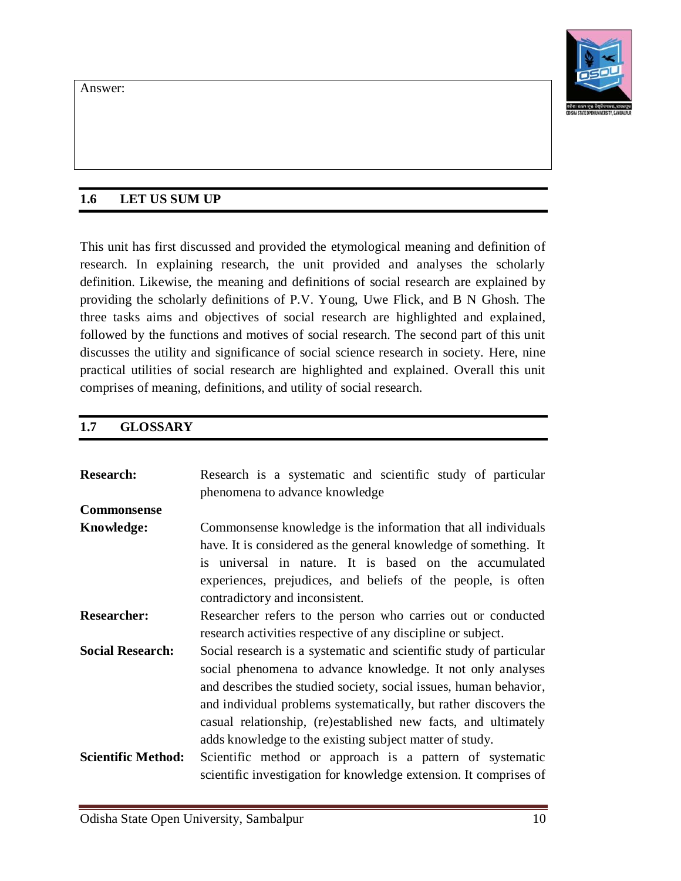Answer:

## 1.6 LET US SUM UP

This unit has first discussed and provided the etymological meaning and definition of research. In explaining research, the unit provided and analyses the scholarly definition. Likewise, the meaning and definitions of social research are explained by providing the scholarly definitions of P.V. Young, Uwe Flick, and B N Ghosh. The three tasks aims and objectives of social research are highlighted and explained, followed by the functions and motives of social research. The second part of this unit discusses the utility and significance of social science research in society. Here, nine practical utilities of social research are highlighted and explained. Overall this unit comprises of meaning, definitions, and utility of social research.

## 1.7 GLOSSARY

**Research:** Research is a systematic and scientific study of particular phenomena to advance knowledge

**Commonsense Knowledge:** Commonsense knowledge is the information that all individuals have. It is considered as the general knowledge of something. It is universal in nature. It is based on the accumulated experiences, prejudices, and beliefs of the people, is often contradictory and inconsistent.

**Researcher:** Researcher refers to the person who carries out or conducted research activities respective of any discipline or subject.

**Social Research:** Social research is a systematic and scientific study of particular social phenomena to advance knowledge. It not only analyses and describes the studied society, social issues, human behavior, and individual problems systematically, but rather discovers the casual relationship, (re)established new facts, and ultimately adds knowledge to the existing subject matter of study.

**Scientific Method:** Scientific method or approach is a pattern of systematic scientific investigation for knowledge extension. It comprises of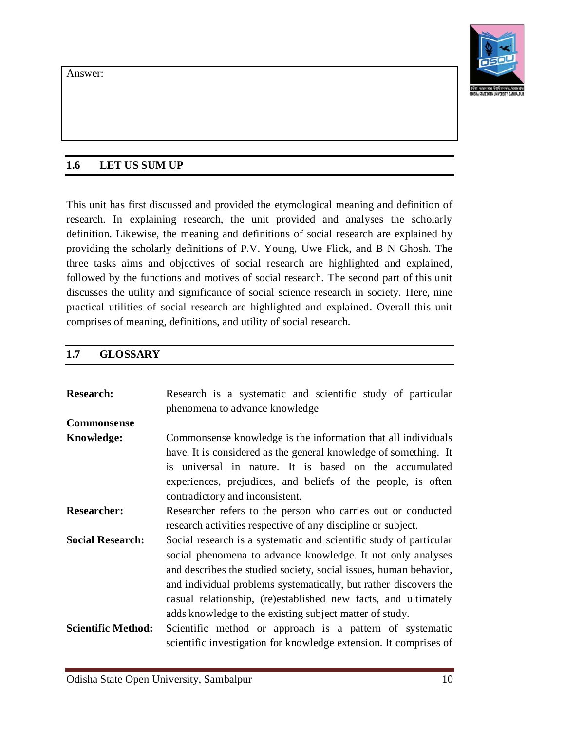Answer:

## 1.6 LET US SUM UP

This unit has first discussed and provided the etymological meaning and definition of research. In explaining research, the unit provided and analyses the scholarly definition. Likewise, the meaning and definitions of social research are explained by providing the scholarly definitions of P.V. Young, Uwe Flick, and B N Ghosh. The three tasks aims and objectives of social research are highlighted and explained, followed by the functions and motives of social research. The second part of this unit discusses the utility and significance of social science research in society. Here, nine practical utilities of social research are highlighted and explained. Overall this unit comprises of meaning, definitions, and utility of social research.

## 1.7 GLOSSARY

**Research:** Research is a systematic and scientific study of particular phenomena to advance knowledge

**Commonsense Knowledge:** Commonsense knowledge is the information that all individuals have. It is considered as the general knowledge of something. It is universal in nature. It is based on the accumulated experiences, prejudices, and beliefs of the people, is often contradictory and inconsistent.

**Researcher:** Researcher refers to the person who carries out or conducted research activities respective of any discipline or subject.

**Social Research:** Social research is a systematic and scientific study of particular social phenomena to advance knowledge. It not only analyses and describes the studied society, social issues, human behavior, and individual problems systematically, but rather discovers the casual relationship, (re)established new facts, and ultimately adds knowledge to the existing subject matter of study.

**Scientific Method:** Scientific method or approach is a pattern of systematic scientific investigation for knowledge extension. It comprises of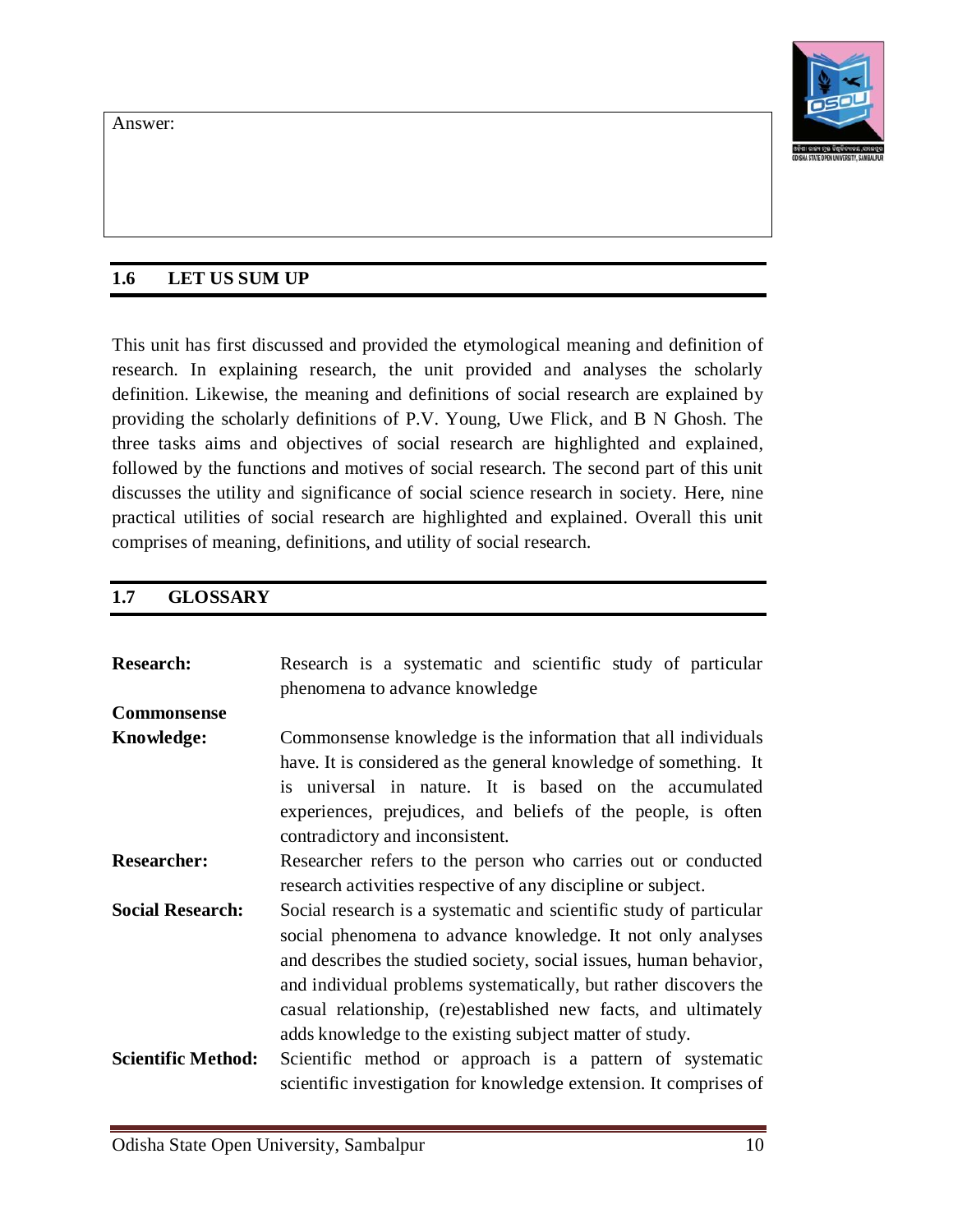Answer:

## 1.6 LET US SUM UP

This unit has first discussed and provided the etymological meaning and definition of research. In explaining research, the unit provided and analyses the scholarly definition. Likewise, the meaning and definitions of social research are explained by providing the scholarly definitions of P.V. Young, Uwe Flick, and B N Ghosh. The three tasks aims and objectives of social research are highlighted and explained, followed by the functions and motives of social research. The second part of this unit discusses the utility and significance of social science research in society. Here, nine practical utilities of social research are highlighted and explained. Overall this unit comprises of meaning, definitions, and utility of social research.

## 1.7 GLOSSARY

**Research:** Research is a systematic and scientific study of particular phenomena to advance knowledge

**Commonsense Knowledge:** Commonsense knowledge is the information that all individuals have. It is considered as the general knowledge of something. It is universal in nature. It is based on the accumulated experiences, prejudices, and beliefs of the people, is often contradictory and inconsistent.

**Researcher:** Researcher refers to the person who carries out or conducted research activities respective of any discipline or subject.

**Social Research:** Social research is a systematic and scientific study of particular social phenomena to advance knowledge. It not only analyses and describes the studied society, social issues, human behavior, and individual problems systematically, but rather discovers the casual relationship, (re)established new facts, and ultimately adds knowledge to the existing subject matter of study.

**Scientific Method:** Scientific method or approach is a pattern of systematic scientific investigation for knowledge extension. It comprises of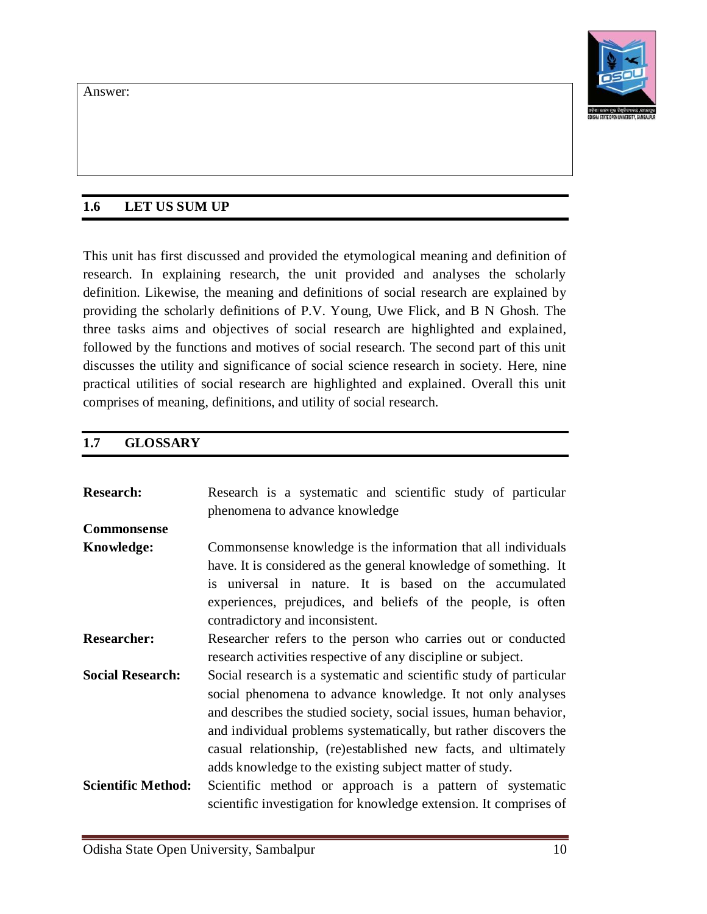Answer:

## 1.6 LET US SUM UP

This unit has first discussed and provided the etymological meaning and definition of research. In explaining research, the unit provided and analyses the scholarly definition. Likewise, the meaning and definitions of social research are explained by providing the scholarly definitions of P.V. Young, Uwe Flick, and B N Ghosh. The three tasks aims and objectives of social research are highlighted and explained, followed by the functions and motives of social research. The second part of this unit discusses the utility and significance of social science research in society. Here, nine practical utilities of social research are highlighted and explained. Overall this unit comprises of meaning, definitions, and utility of social research.

## 1.7 GLOSSARY

**Research:** Research is a systematic and scientific study of particular phenomena to advance knowledge

**Commonsense Knowledge:** Commonsense knowledge is the information that all individuals have. It is considered as the general knowledge of something. It is universal in nature. It is based on the accumulated experiences, prejudices, and beliefs of the people, is often contradictory and inconsistent.

**Researcher:** Researcher refers to the person who carries out or conducted research activities respective of any discipline or subject.

**Social Research:** Social research is a systematic and scientific study of particular social phenomena to advance knowledge. It not only analyses and describes the studied society, social issues, human behavior, and individual problems systematically, but rather discovers the casual relationship, (re)established new facts, and ultimately adds knowledge to the existing subject matter of study.

**Scientific Method:** Scientific method or approach is a pattern of systematic scientific investigation for knowledge extension. It comprises of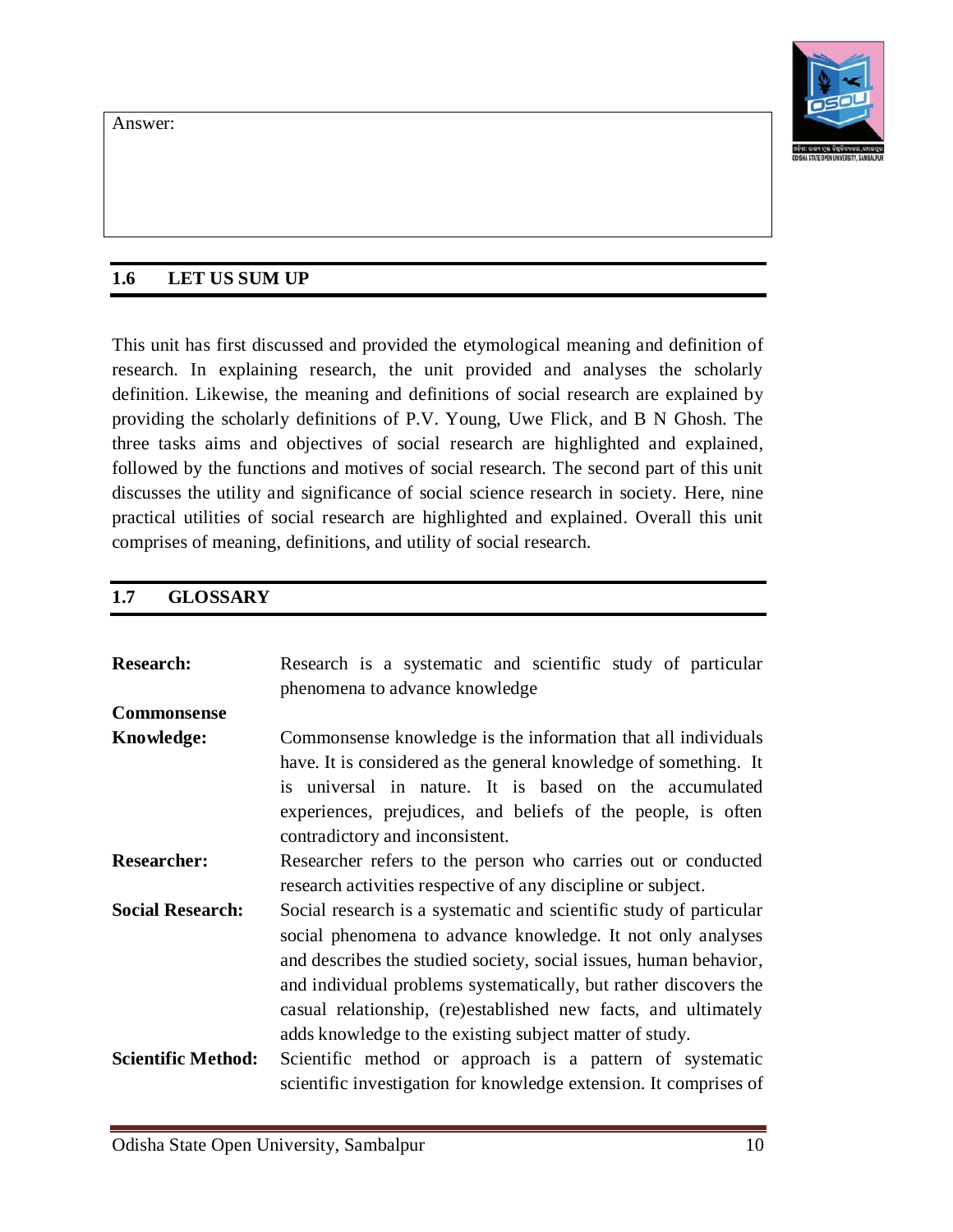Answer:

## 1.6 LET US SUM UP

This unit has first discussed and provided the etymological meaning and definition of research. In explaining research, the unit provided and analyses the scholarly definition. Likewise, the meaning and definitions of social research are explained by providing the scholarly definitions of P.V. Young, Uwe Flick, and B N Ghosh. The three tasks aims and objectives of social research are highlighted and explained, followed by the functions and motives of social research. The second part of this unit discusses the utility and significance of social science research in society. Here, nine practical utilities of social research are highlighted and explained. Overall this unit comprises of meaning, definitions, and utility of social research.

## 1.7 GLOSSARY

**Research:** Research is a systematic and scientific study of particular phenomena to advance knowledge

**Commonsense Knowledge:** Commonsense knowledge is the information that all individuals have. It is considered as the general knowledge of something. It is universal in nature. It is based on the accumulated experiences, prejudices, and beliefs of the people, is often contradictory and inconsistent.

**Researcher:** Researcher refers to the person who carries out or conducted research activities respective of any discipline or subject.

**Social Research:** Social research is a systematic and scientific study of particular social phenomena to advance knowledge. It not only analyses and describes the studied society, social issues, human behavior, and individual problems systematically, but rather discovers the casual relationship, (re)established new facts, and ultimately adds knowledge to the existing subject matter of study.

**Scientific Method:** Scientific method or approach is a pattern of systematic scientific investigation for knowledge extension. It comprises of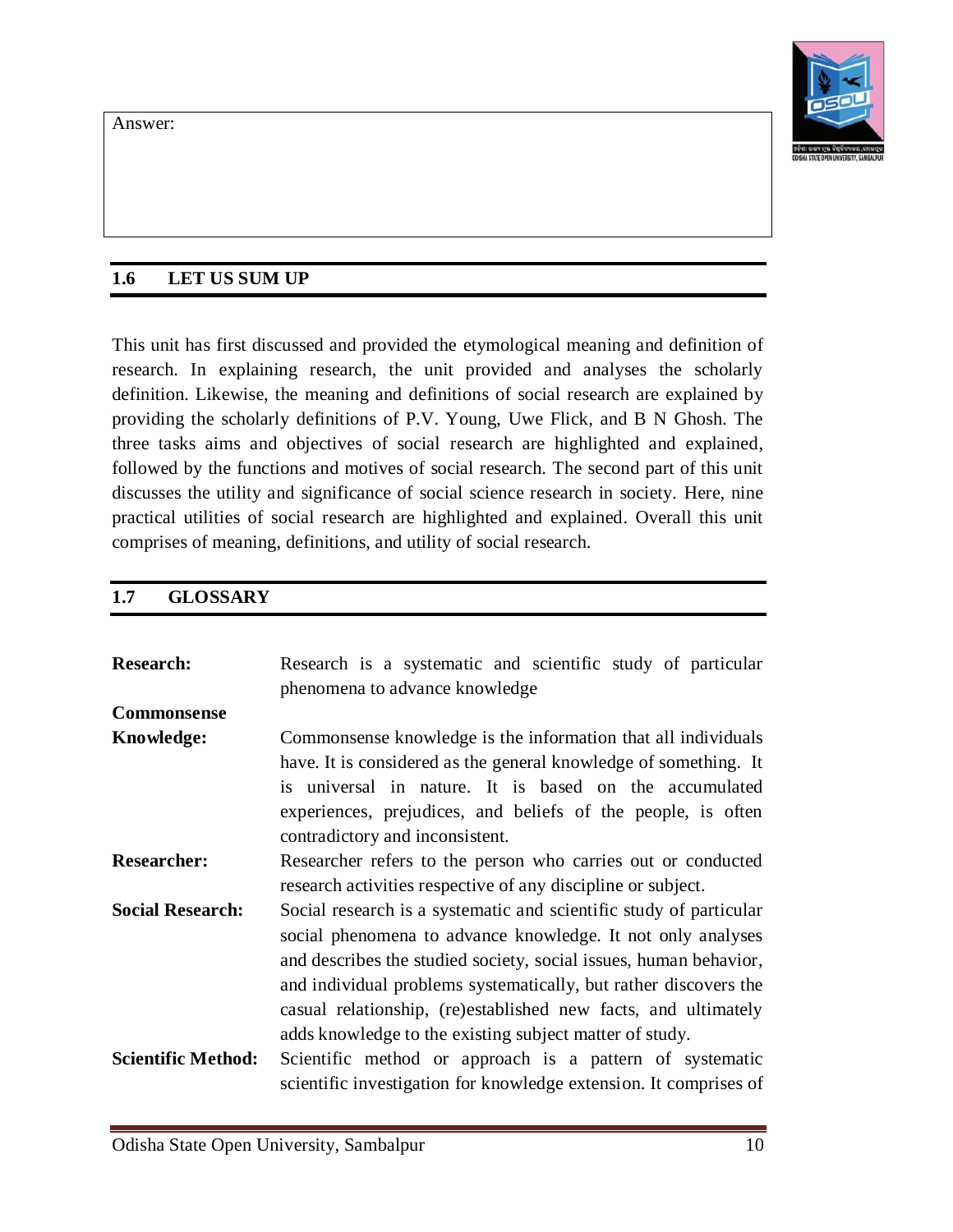Answer:

## 1.6 LET US SUM UP

This unit has first discussed and provided the etymological meaning and definition of research. In explaining research, the unit provided and analyses the scholarly definition. Likewise, the meaning and definitions of social research are explained by providing the scholarly definitions of P.V. Young, Uwe Flick, and B N Ghosh. The three tasks aims and objectives of social research are highlighted and explained, followed by the functions and motives of social research. The second part of this unit discusses the utility and significance of social science research in society. Here, nine practical utilities of social research are highlighted and explained. Overall this unit comprises of meaning, definitions, and utility of social research.

## 1.7 GLOSSARY

**Research:** Research is a systematic and scientific study of particular phenomena to advance knowledge

**Commonsense Knowledge:** Commonsense knowledge is the information that all individuals have. It is considered as the general knowledge of something. It is universal in nature. It is based on the accumulated experiences, prejudices, and beliefs of the people, is often contradictory and inconsistent.

**Researcher:** Researcher refers to the person who carries out or conducted research activities respective of any discipline or subject.

**Social Research:** Social research is a systematic and scientific study of particular social phenomena to advance knowledge. It not only analyses and describes the studied society, social issues, human behavior, and individual problems systematically, but rather discovers the casual relationship, (re)established new facts, and ultimately adds knowledge to the existing subject matter of study.

**Scientific Method:** Scientific method or approach is a pattern of systematic scientific investigation for knowledge extension. It comprises of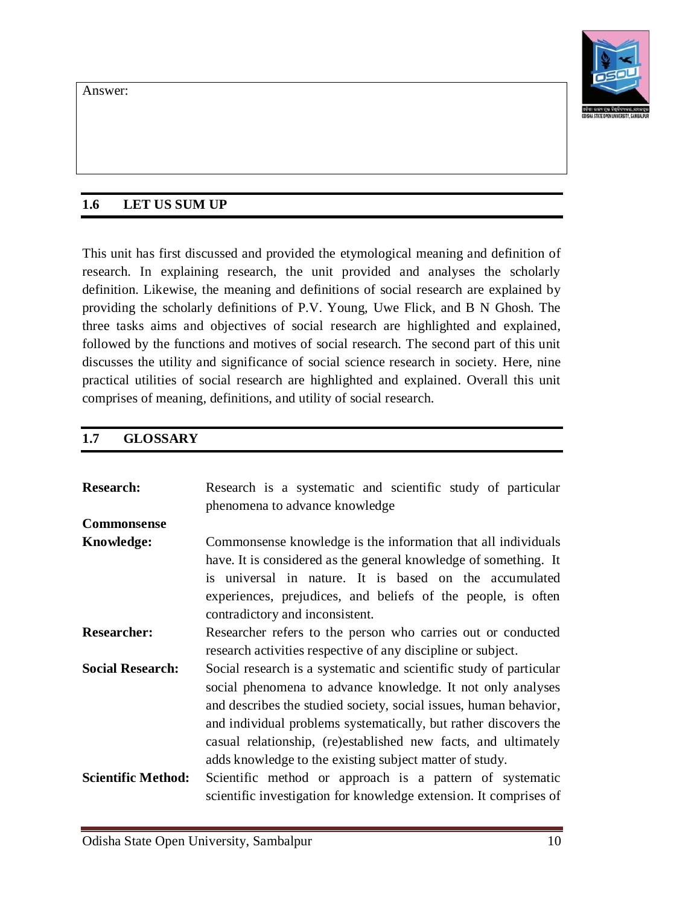Answer:

## 1.6 LET US SUM UP

This unit has first discussed and provided the etymological meaning and definition of research. In explaining research, the unit provided and analyses the scholarly definition. Likewise, the meaning and definitions of social research are explained by providing the scholarly definitions of P.V. Young, Uwe Flick, and B N Ghosh. The three tasks aims and objectives of social research are highlighted and explained, followed by the functions and motives of social research. The second part of this unit discusses the utility and significance of social science research in society. Here, nine practical utilities of social research are highlighted and explained. Overall this unit comprises of meaning, definitions, and utility of social research.

## 1.7 GLOSSARY

**Research:** Research is a systematic and scientific study of particular phenomena to advance knowledge

**Commonsense Knowledge:** Commonsense knowledge is the information that all individuals have. It is considered as the general knowledge of something. It is universal in nature. It is based on the accumulated experiences, prejudices, and beliefs of the people, is often contradictory and inconsistent.

**Researcher:** Researcher refers to the person who carries out or conducted research activities respective of any discipline or subject.

**Social Research:** Social research is a systematic and scientific study of particular social phenomena to advance knowledge. It not only analyses and describes the studied society, social issues, human behavior, and individual problems systematically, but rather discovers the casual relationship, (re)established new facts, and ultimately adds knowledge to the existing subject matter of study.

**Scientific Method:** Scientific method or approach is a pattern of systematic scientific investigation for knowledge extension. It comprises of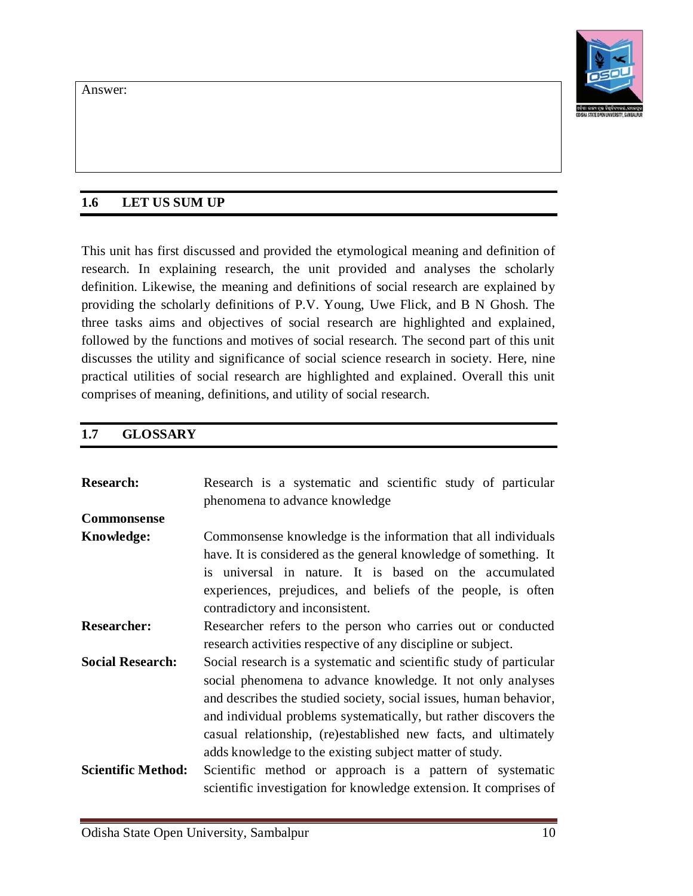Answer:

## 1.6 LET US SUM UP

This unit has first discussed and provided the etymological meaning and definition of research. In explaining research, the unit provided and analyses the scholarly definition. Likewise, the meaning and definitions of social research are explained by providing the scholarly definitions of P.V. Young, Uwe Flick, and B N Ghosh. The three tasks aims and objectives of social research are highlighted and explained, followed by the functions and motives of social research. The second part of this unit discusses the utility and significance of social science research in society. Here, nine practical utilities of social research are highlighted and explained. Overall this unit comprises of meaning, definitions, and utility of social research.

## 1.7 GLOSSARY

**Research:** Research is a systematic and scientific study of particular phenomena to advance knowledge

**Commonsense Knowledge:** Commonsense knowledge is the information that all individuals have. It is considered as the general knowledge of something. It is universal in nature. It is based on the accumulated experiences, prejudices, and beliefs of the people, is often contradictory and inconsistent.

**Researcher:** Researcher refers to the person who carries out or conducted research activities respective of any discipline or subject.

**Social Research:** Social research is a systematic and scientific study of particular social phenomena to advance knowledge. It not only analyses and describes the studied society, social issues, human behavior, and individual problems systematically, but rather discovers the casual relationship, (re)established new facts, and ultimately adds knowledge to the existing subject matter of study.

**Scientific Method:** Scientific method or approach is a pattern of systematic scientific investigation for knowledge extension. It comprises of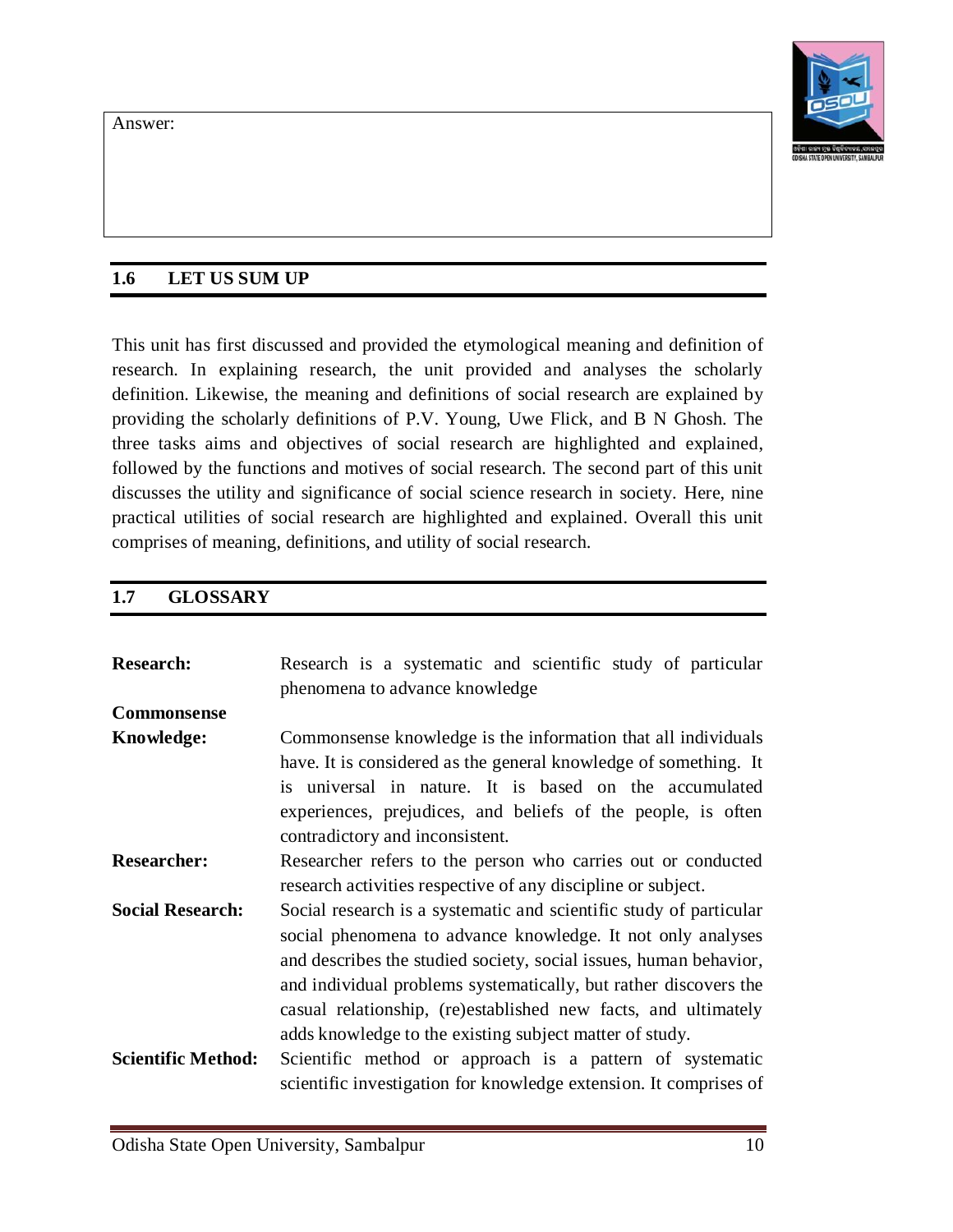Answer:

## 1.6 LET US SUM UP

This unit has first discussed and provided the etymological meaning and definition of research. In explaining research, the unit provided and analyses the scholarly definition. Likewise, the meaning and definitions of social research are explained by providing the scholarly definitions of P.V. Young, Uwe Flick, and B N Ghosh. The three tasks aims and objectives of social research are highlighted and explained, followed by the functions and motives of social research. The second part of this unit discusses the utility and significance of social science research in society. Here, nine practical utilities of social research are highlighted and explained. Overall this unit comprises of meaning, definitions, and utility of social research.

## 1.7 GLOSSARY

**Research:** Research is a systematic and scientific study of particular phenomena to advance knowledge

**Commonsense Knowledge:** Commonsense knowledge is the information that all individuals have. It is considered as the general knowledge of something. It is universal in nature. It is based on the accumulated experiences, prejudices, and beliefs of the people, is often contradictory and inconsistent.

**Researcher:** Researcher refers to the person who carries out or conducted research activities respective of any discipline or subject.

**Social Research:** Social research is a systematic and scientific study of particular social phenomena to advance knowledge. It not only analyses and describes the studied society, social issues, human behavior, and individual problems systematically, but rather discovers the casual relationship, (re)established new facts, and ultimately adds knowledge to the existing subject matter of study.

**Scientific Method:** Scientific method or approach is a pattern of systematic scientific investigation for knowledge extension. It comprises of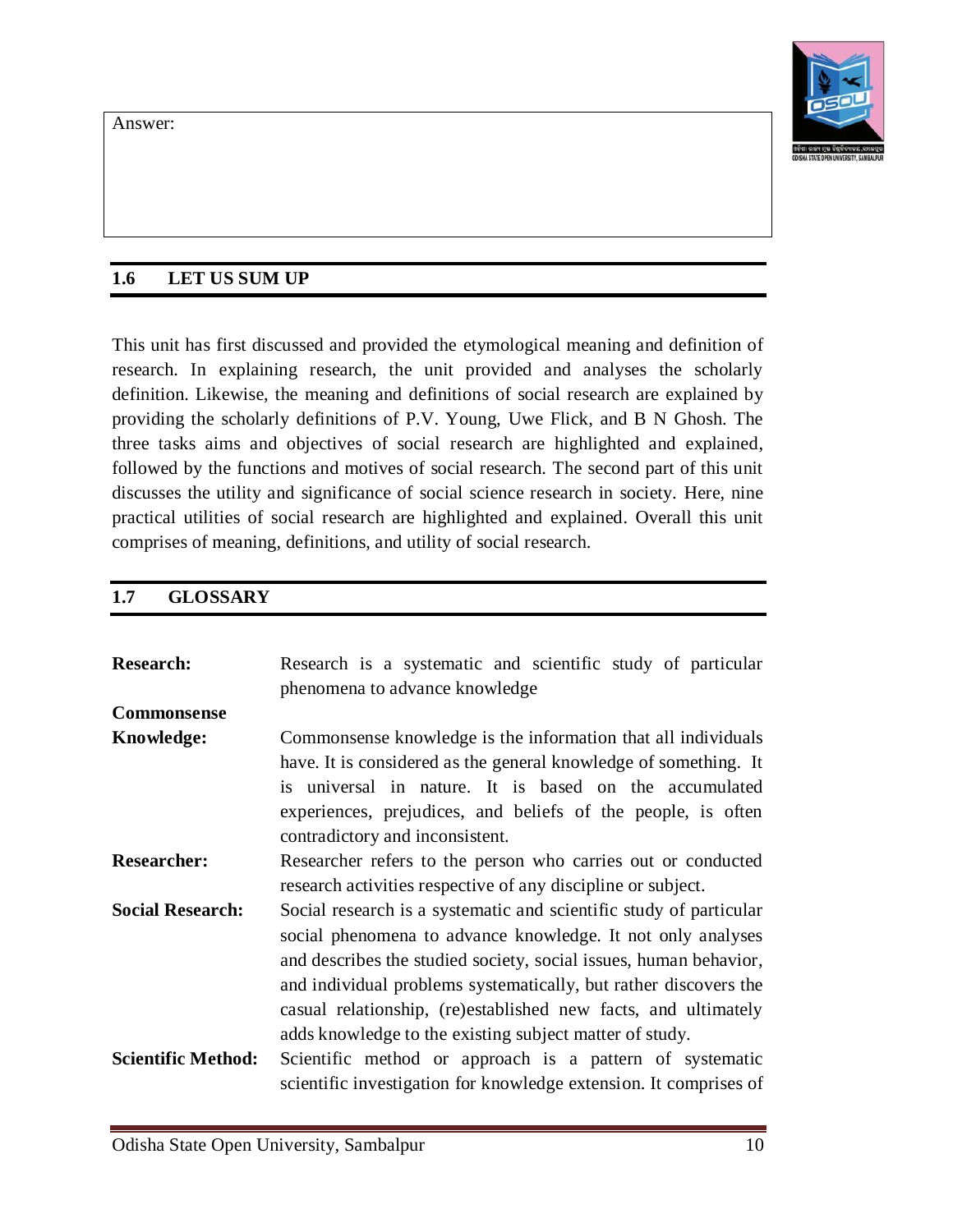Answer:

## 1.6 LET US SUM UP

This unit has first discussed and provided the etymological meaning and definition of research. In explaining research, the unit provided and analyses the scholarly definition. Likewise, the meaning and definitions of social research are explained by providing the scholarly definitions of P.V. Young, Uwe Flick, and B N Ghosh. The three tasks aims and objectives of social research are highlighted and explained, followed by the functions and motives of social research. The second part of this unit discusses the utility and significance of social science research in society. Here, nine practical utilities of social research are highlighted and explained. Overall this unit comprises of meaning, definitions, and utility of social research.

## 1.7 GLOSSARY

**Research:** Research is a systematic and scientific study of particular phenomena to advance knowledge

**Commonsense Knowledge:** Commonsense knowledge is the information that all individuals have. It is considered as the general knowledge of something. It is universal in nature. It is based on the accumulated experiences, prejudices, and beliefs of the people, is often contradictory and inconsistent.

**Researcher:** Researcher refers to the person who carries out or conducted research activities respective of any discipline or subject.

**Social Research:** Social research is a systematic and scientific study of particular social phenomena to advance knowledge. It not only analyses and describes the studied society, social issues, human behavior, and individual problems systematically, but rather discovers the casual relationship, (re)established new facts, and ultimately adds knowledge to the existing subject matter of study.

**Scientific Method:** Scientific method or approach is a pattern of systematic scientific investigation for knowledge extension. It comprises of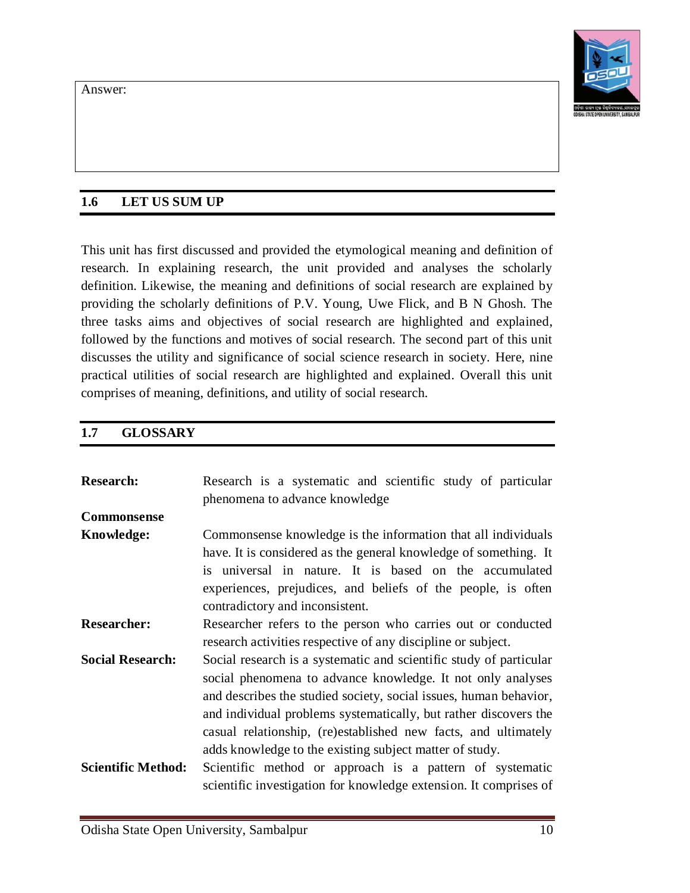Answer:

## 1.6 LET US SUM UP

This unit has first discussed and provided the etymological meaning and definition of research. In explaining research, the unit provided and analyses the scholarly definition. Likewise, the meaning and definitions of social research are explained by providing the scholarly definitions of P.V. Young, Uwe Flick, and B N Ghosh. The three tasks aims and objectives of social research are highlighted and explained, followed by the functions and motives of social research. The second part of this unit discusses the utility and significance of social science research in society. Here, nine practical utilities of social research are highlighted and explained. Overall this unit comprises of meaning, definitions, and utility of social research.

## 1.7 GLOSSARY

**Research:** Research is a systematic and scientific study of particular phenomena to advance knowledge

**Commonsense Knowledge:** Commonsense knowledge is the information that all individuals have. It is considered as the general knowledge of something. It is universal in nature. It is based on the accumulated experiences, prejudices, and beliefs of the people, is often contradictory and inconsistent.

**Researcher:** Researcher refers to the person who carries out or conducted research activities respective of any discipline or subject.

**Social Research:** Social research is a systematic and scientific study of particular social phenomena to advance knowledge. It not only analyses and describes the studied society, social issues, human behavior, and individual problems systematically, but rather discovers the casual relationship, (re)established new facts, and ultimately adds knowledge to the existing subject matter of study.

**Scientific Method:** Scientific method or approach is a pattern of systematic scientific investigation for knowledge extension. It comprises of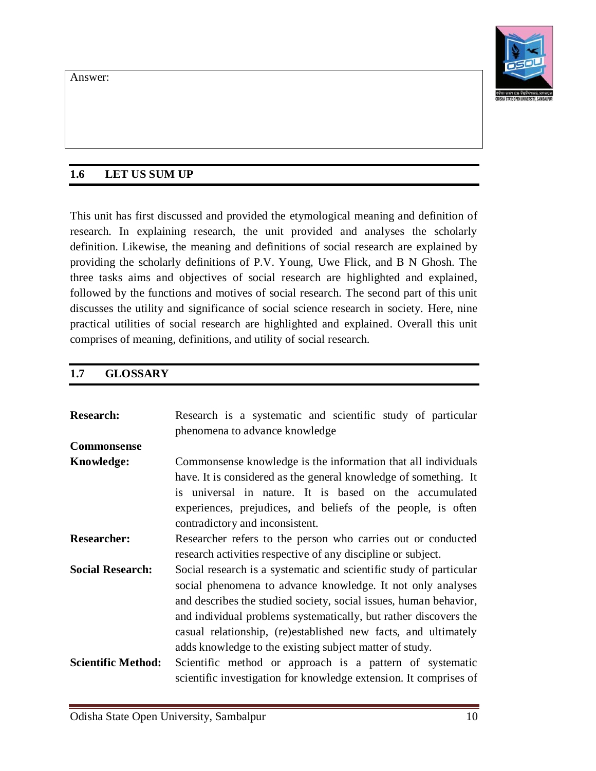Answer:

## 1.6 LET US SUM UP

This unit has first discussed and provided the etymological meaning and definition of research. In explaining research, the unit provided and analyses the scholarly definition. Likewise, the meaning and definitions of social research are explained by providing the scholarly definitions of P.V. Young, Uwe Flick, and B N Ghosh. The three tasks aims and objectives of social research are highlighted and explained, followed by the functions and motives of social research. The second part of this unit discusses the utility and significance of social science research in society. Here, nine practical utilities of social research are highlighted and explained. Overall this unit comprises of meaning, definitions, and utility of social research.

## 1.7 GLOSSARY

**Research:** Research is a systematic and scientific study of particular phenomena to advance knowledge

**Commonsense Knowledge:** Commonsense knowledge is the information that all individuals have. It is considered as the general knowledge of something. It is universal in nature. It is based on the accumulated experiences, prejudices, and beliefs of the people, is often contradictory and inconsistent.

**Researcher:** Researcher refers to the person who carries out or conducted research activities respective of any discipline or subject.

**Social Research:** Social research is a systematic and scientific study of particular social phenomena to advance knowledge. It not only analyses and describes the studied society, social issues, human behavior, and individual problems systematically, but rather discovers the casual relationship, (re)established new facts, and ultimately adds knowledge to the existing subject matter of study.

**Scientific Method:** Scientific method or approach is a pattern of systematic scientific investigation for knowledge extension. It comprises of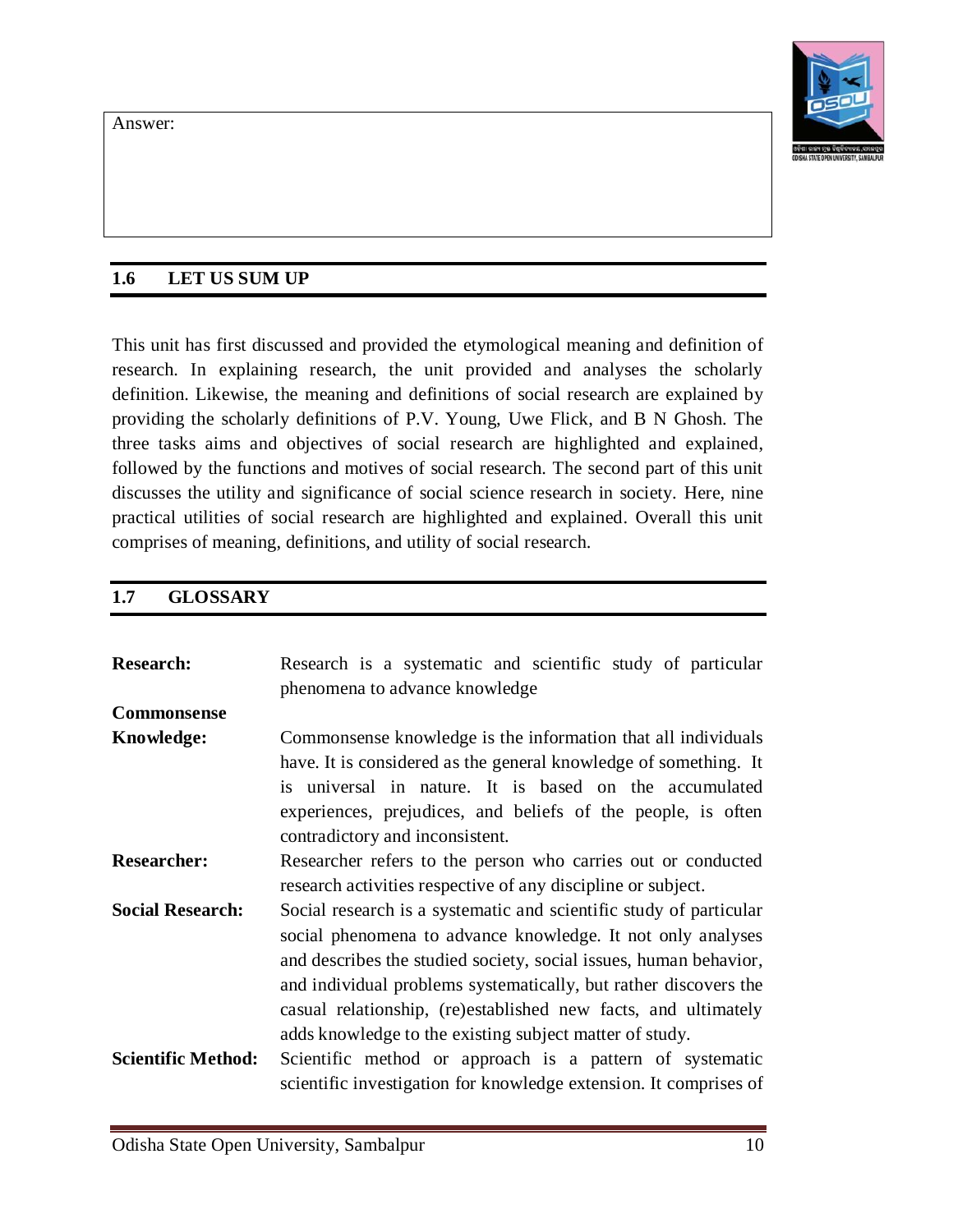Answer:

## 1.6 LET US SUM UP

This unit has first discussed and provided the etymological meaning and definition of research. In explaining research, the unit provided and analyses the scholarly definition. Likewise, the meaning and definitions of social research are explained by providing the scholarly definitions of P.V. Young, Uwe Flick, and B N Ghosh. The three tasks aims and objectives of social research are highlighted and explained, followed by the functions and motives of social research. The second part of this unit discusses the utility and significance of social science research in society. Here, nine practical utilities of social research are highlighted and explained. Overall this unit comprises of meaning, definitions, and utility of social research.

## 1.7 GLOSSARY

**Research:** Research is a systematic and scientific study of particular phenomena to advance knowledge

**Commonsense Knowledge:** Commonsense knowledge is the information that all individuals have. It is considered as the general knowledge of something. It is universal in nature. It is based on the accumulated experiences, prejudices, and beliefs of the people, is often contradictory and inconsistent.

**Researcher:** Researcher refers to the person who carries out or conducted research activities respective of any discipline or subject.

**Social Research:** Social research is a systematic and scientific study of particular social phenomena to advance knowledge. It not only analyses and describes the studied society, social issues, human behavior, and individual problems systematically, but rather discovers the casual relationship, (re)established new facts, and ultimately adds knowledge to the existing subject matter of study.

**Scientific Method:** Scientific method or approach is a pattern of systematic scientific investigation for knowledge extension. It comprises of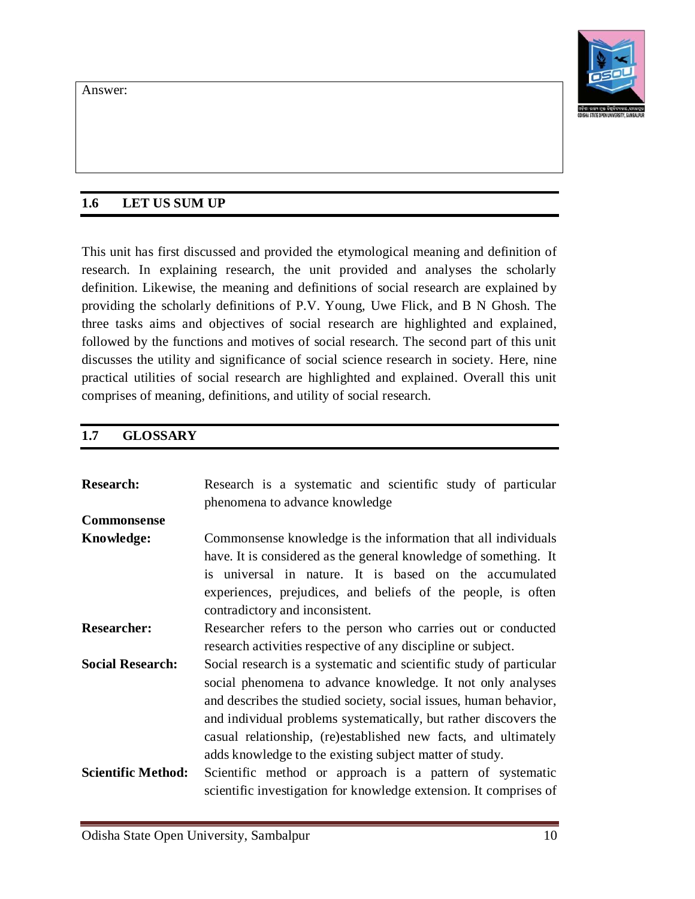Answer:

## 1.6 LET US SUM UP

This unit has first discussed and provided the etymological meaning and definition of research. In explaining research, the unit provided and analyses the scholarly definition. Likewise, the meaning and definitions of social research are explained by providing the scholarly definitions of P.V. Young, Uwe Flick, and B N Ghosh. The three tasks aims and objectives of social research are highlighted and explained, followed by the functions and motives of social research. The second part of this unit discusses the utility and significance of social science research in society. Here, nine practical utilities of social research are highlighted and explained. Overall this unit comprises of meaning, definitions, and utility of social research.

## 1.7 GLOSSARY

**Research:** Research is a systematic and scientific study of particular phenomena to advance knowledge

**Commonsense Knowledge:** Commonsense knowledge is the information that all individuals have. It is considered as the general knowledge of something. It is universal in nature. It is based on the accumulated experiences, prejudices, and beliefs of the people, is often contradictory and inconsistent.

**Researcher:** Researcher refers to the person who carries out or conducted research activities respective of any discipline or subject.

**Social Research:** Social research is a systematic and scientific study of particular social phenomena to advance knowledge. It not only analyses and describes the studied society, social issues, human behavior, and individual problems systematically, but rather discovers the casual relationship, (re)established new facts, and ultimately adds knowledge to the existing subject matter of study.

**Scientific Method:** Scientific method or approach is a pattern of systematic scientific investigation for knowledge extension. It comprises of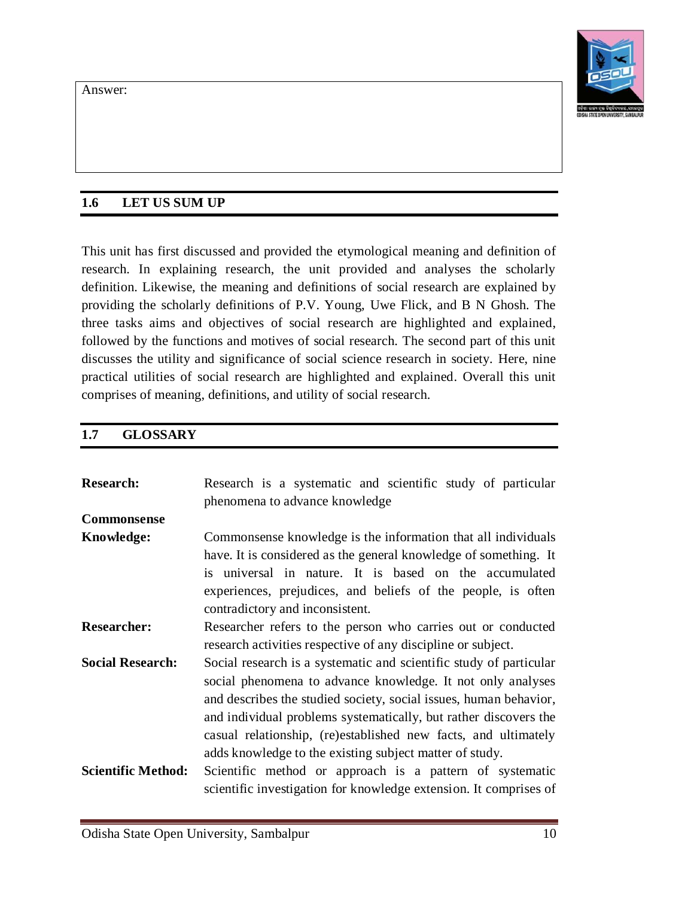Answer:

## 1.6 LET US SUM UP

This unit has first discussed and provided the etymological meaning and definition of research. In explaining research, the unit provided and analyses the scholarly definition. Likewise, the meaning and definitions of social research are explained by providing the scholarly definitions of P.V. Young, Uwe Flick, and B N Ghosh. The three tasks aims and objectives of social research are highlighted and explained, followed by the functions and motives of social research. The second part of this unit discusses the utility and significance of social science research in society. Here, nine practical utilities of social research are highlighted and explained. Overall this unit comprises of meaning, definitions, and utility of social research.

## 1.7 GLOSSARY

**Research:** Research is a systematic and scientific study of particular phenomena to advance knowledge

**Commonsense Knowledge:** Commonsense knowledge is the information that all individuals have. It is considered as the general knowledge of something. It is universal in nature. It is based on the accumulated experiences, prejudices, and beliefs of the people, is often contradictory and inconsistent.

**Researcher:** Researcher refers to the person who carries out or conducted research activities respective of any discipline or subject.

**Social Research:** Social research is a systematic and scientific study of particular social phenomena to advance knowledge. It not only analyses and describes the studied society, social issues, human behavior, and individual problems systematically, but rather discovers the casual relationship, (re)established new facts, and ultimately adds knowledge to the existing subject matter of study.

**Scientific Method:** Scientific method or approach is a pattern of systematic scientific investigation for knowledge extension. It comprises of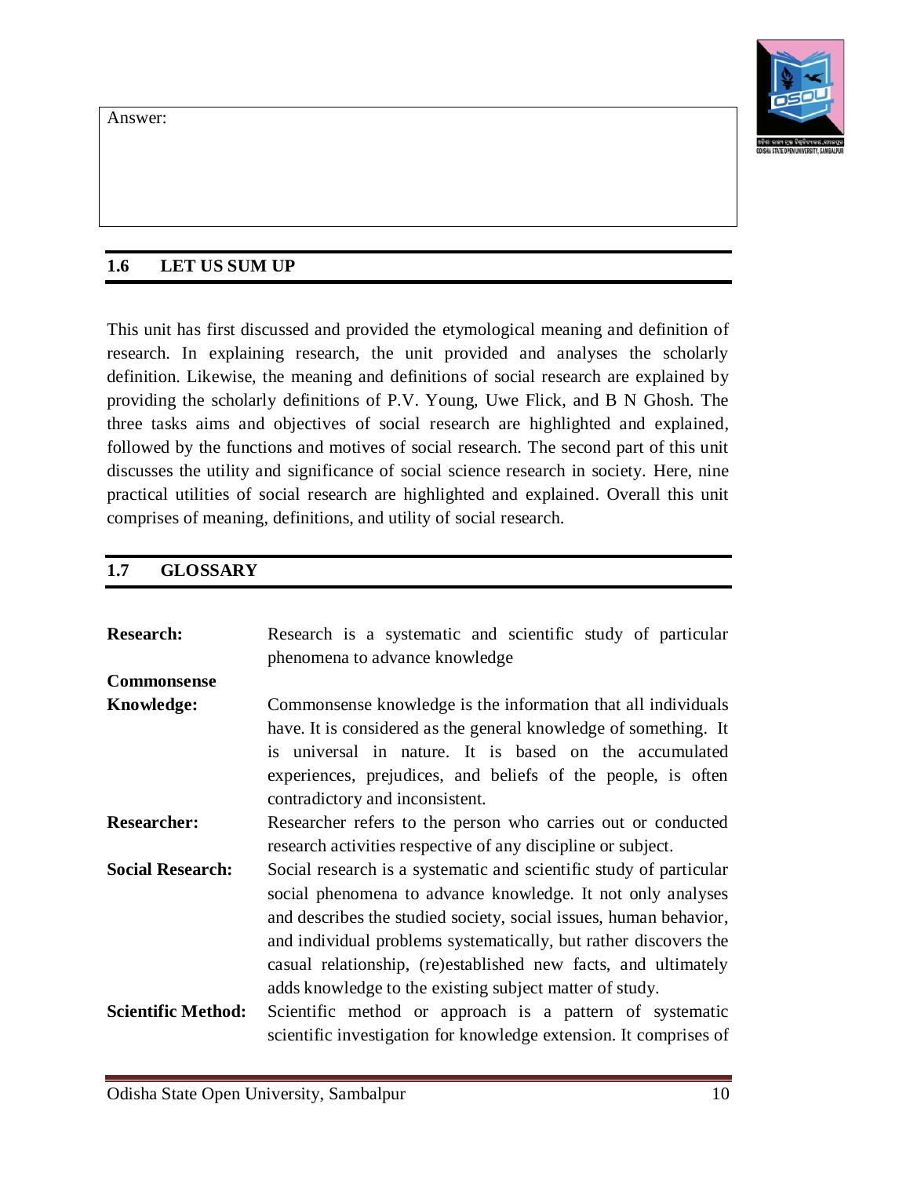Answer:

## 1.6 LET US SUM UP

This unit has first discussed and provided the etymological meaning and definition of research. In explaining research, the unit provided and analyses the scholarly definition. Likewise, the meaning and definitions of social research are explained by providing the scholarly definitions of P.V. Young, Uwe Flick, and B N Ghosh. The three tasks aims and objectives of social research are highlighted and explained, followed by the functions and motives of social research. The second part of this unit discusses the utility and significance of social science research in society. Here, nine practical utilities of social research are highlighted and explained. Overall this unit comprises of meaning, definitions, and utility of social research.

## 1.7 GLOSSARY

**Research:** Research is a systematic and scientific study of particular phenomena to advance knowledge

**Commonsense Knowledge:** Commonsense knowledge is the information that all individuals have. It is considered as the general knowledge of something. It is universal in nature. It is based on the accumulated experiences, prejudices, and beliefs of the people, is often contradictory and inconsistent.

**Researcher:** Researcher refers to the person who carries out or conducted research activities respective of any discipline or subject.

**Social Research:** Social research is a systematic and scientific study of particular social phenomena to advance knowledge. It not only analyses and describes the studied society, social issues, human behavior, and individual problems systematically, but rather discovers the casual relationship, (re)established new facts, and ultimately adds knowledge to the existing subject matter of study.

**Scientific Method:** Scientific method or approach is a pattern of systematic scientific investigation for knowledge extension. It comprises of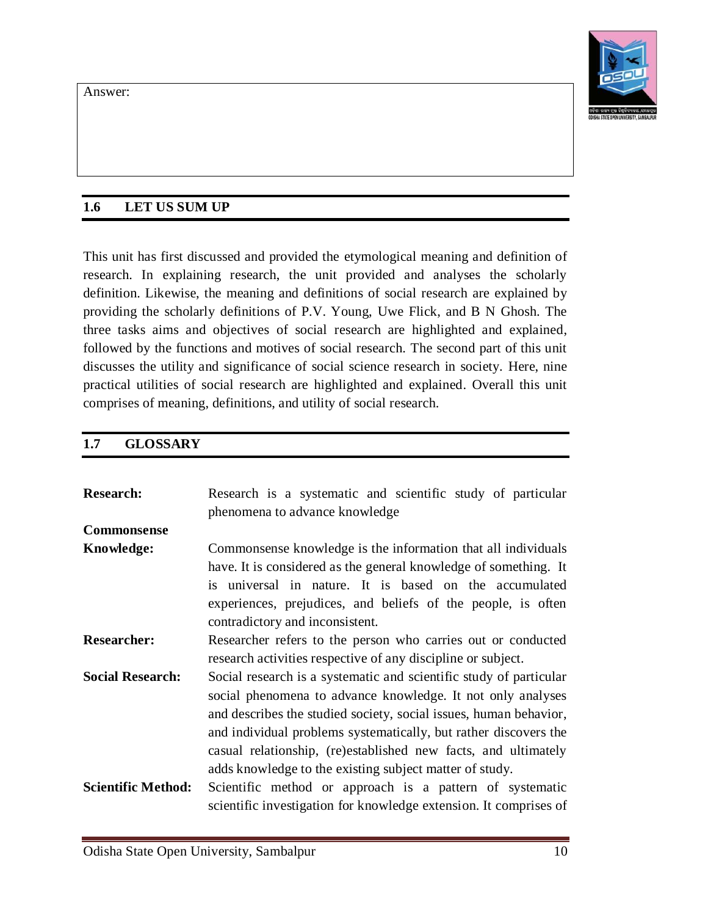Answer:

## 1.6 LET US SUM UP

This unit has first discussed and provided the etymological meaning and definition of research. In explaining research, the unit provided and analyses the scholarly definition. Likewise, the meaning and definitions of social research are explained by providing the scholarly definitions of P.V. Young, Uwe Flick, and B N Ghosh. The three tasks aims and objectives of social research are highlighted and explained, followed by the functions and motives of social research. The second part of this unit discusses the utility and significance of social science research in society. Here, nine practical utilities of social research are highlighted and explained. Overall this unit comprises of meaning, definitions, and utility of social research.

## 1.7 GLOSSARY

**Research:** Research is a systematic and scientific study of particular phenomena to advance knowledge

**Commonsense Knowledge:** Commonsense knowledge is the information that all individuals have. It is considered as the general knowledge of something. It is universal in nature. It is based on the accumulated experiences, prejudices, and beliefs of the people, is often contradictory and inconsistent.

**Researcher:** Researcher refers to the person who carries out or conducted research activities respective of any discipline or subject.

**Social Research:** Social research is a systematic and scientific study of particular social phenomena to advance knowledge. It not only analyses and describes the studied society, social issues, human behavior, and individual problems systematically, but rather discovers the casual relationship, (re)established new facts, and ultimately adds knowledge to the existing subject matter of study.

**Scientific Method:** Scientific method or approach is a pattern of systematic scientific investigation for knowledge extension. It comprises of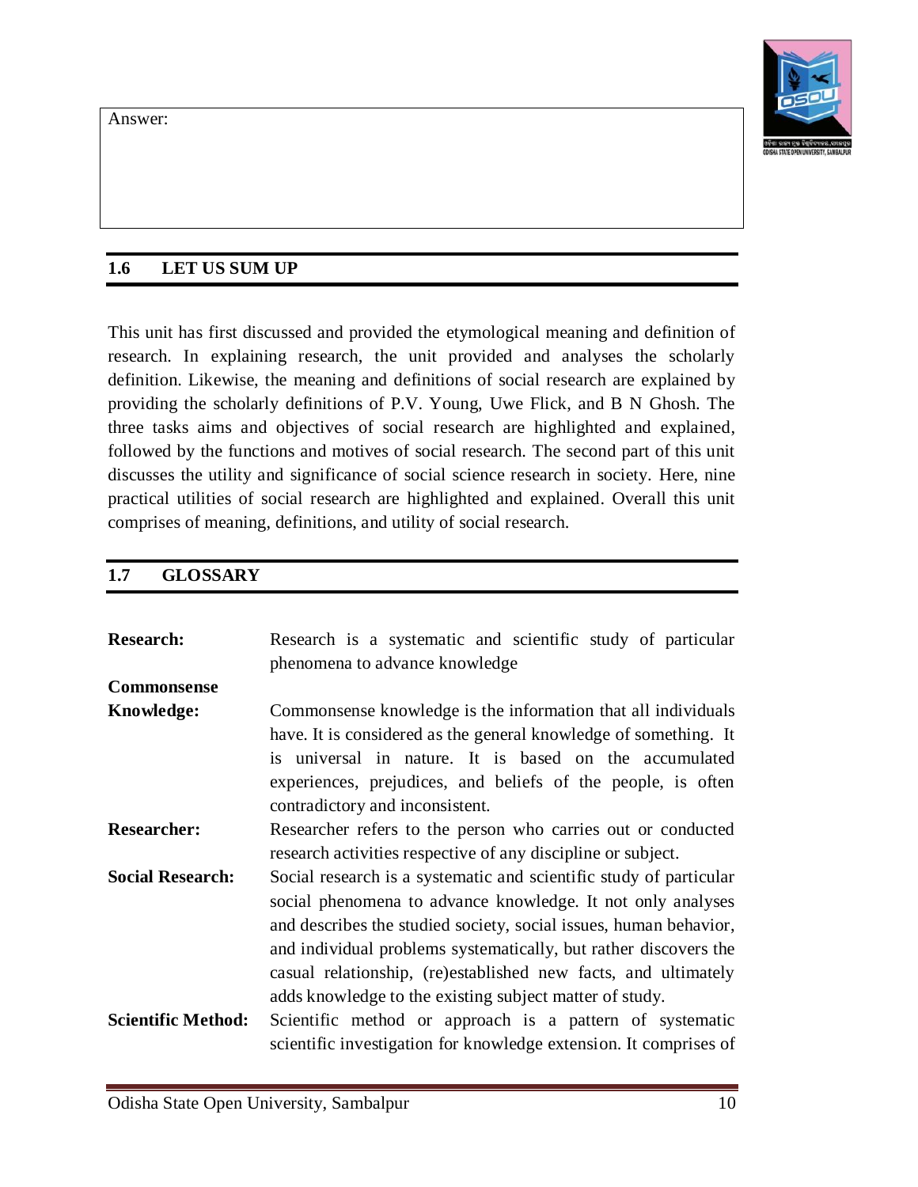Answer:

## 1.6 LET US SUM UP

This unit has first discussed and provided the etymological meaning and definition of research. In explaining research, the unit provided and analyses the scholarly definition. Likewise, the meaning and definitions of social research are explained by providing the scholarly definitions of P.V. Young, Uwe Flick, and B N Ghosh. The three tasks aims and objectives of social research are highlighted and explained, followed by the functions and motives of social research. The second part of this unit discusses the utility and significance of social science research in society. Here, nine practical utilities of social research are highlighted and explained. Overall this unit comprises of meaning, definitions, and utility of social research.

## 1.7 GLOSSARY

**Research:** Research is a systematic and scientific study of particular phenomena to advance knowledge

**Commonsense Knowledge:** Commonsense knowledge is the information that all individuals have. It is considered as the general knowledge of something. It is universal in nature. It is based on the accumulated experiences, prejudices, and beliefs of the people, is often contradictory and inconsistent.

**Researcher:** Researcher refers to the person who carries out or conducted research activities respective of any discipline or subject.

**Social Research:** Social research is a systematic and scientific study of particular social phenomena to advance knowledge. It not only analyses and describes the studied society, social issues, human behavior, and individual problems systematically, but rather discovers the casual relationship, (re)established new facts, and ultimately adds knowledge to the existing subject matter of study.

**Scientific Method:** Scientific method or approach is a pattern of systematic scientific investigation for knowledge extension. It comprises of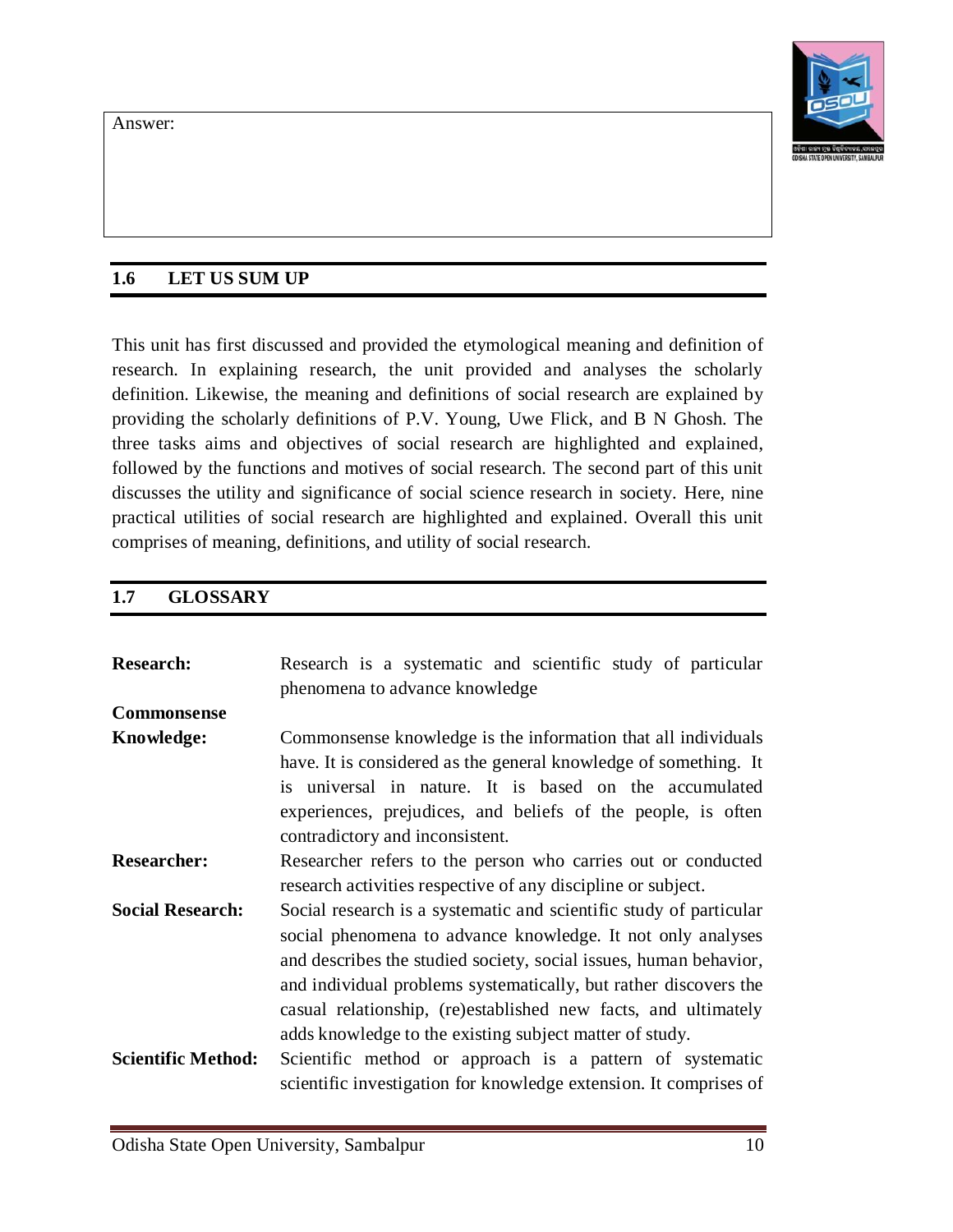Answer:

## 1.6 LET US SUM UP

This unit has first discussed and provided the etymological meaning and definition of research. In explaining research, the unit provided and analyses the scholarly definition. Likewise, the meaning and definitions of social research are explained by providing the scholarly definitions of P.V. Young, Uwe Flick, and B N Ghosh. The three tasks aims and objectives of social research are highlighted and explained, followed by the functions and motives of social research. The second part of this unit discusses the utility and significance of social science research in society. Here, nine practical utilities of social research are highlighted and explained. Overall this unit comprises of meaning, definitions, and utility of social research.

## 1.7 GLOSSARY

**Research:** Research is a systematic and scientific study of particular phenomena to advance knowledge

**Commonsense Knowledge:** Commonsense knowledge is the information that all individuals have. It is considered as the general knowledge of something. It is universal in nature. It is based on the accumulated experiences, prejudices, and beliefs of the people, is often contradictory and inconsistent.

**Researcher:** Researcher refers to the person who carries out or conducted research activities respective of any discipline or subject.

**Social Research:** Social research is a systematic and scientific study of particular social phenomena to advance knowledge. It not only analyses and describes the studied society, social issues, human behavior, and individual problems systematically, but rather discovers the casual relationship, (re)established new facts, and ultimately adds knowledge to the existing subject matter of study.

**Scientific Method:** Scientific method or approach is a pattern of systematic scientific investigation for knowledge extension. It comprises of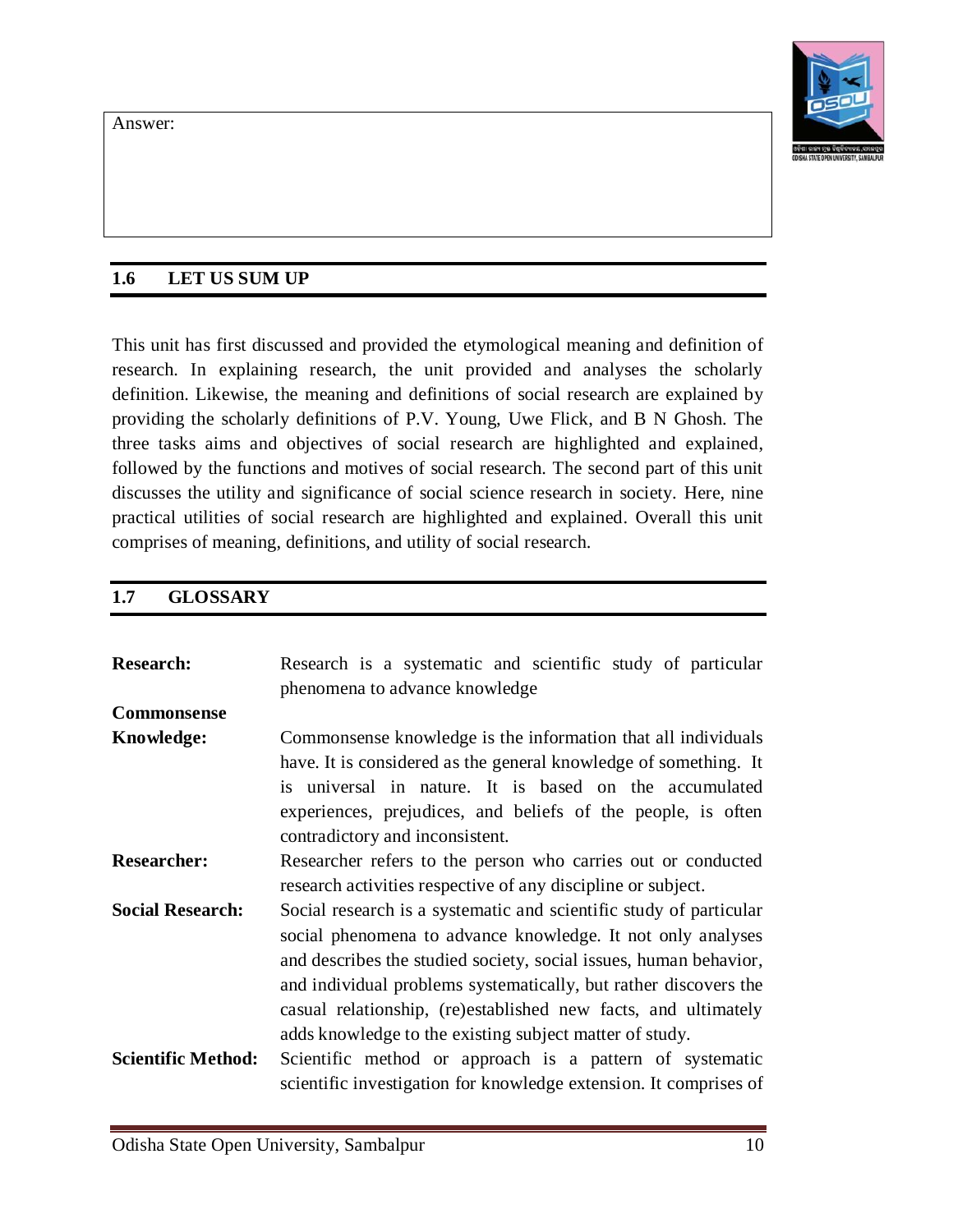Answer:

## 1.6 LET US SUM UP

This unit has first discussed and provided the etymological meaning and definition of research. In explaining research, the unit provided and analyses the scholarly definition. Likewise, the meaning and definitions of social research are explained by providing the scholarly definitions of P.V. Young, Uwe Flick, and B N Ghosh. The three tasks aims and objectives of social research are highlighted and explained, followed by the functions and motives of social research. The second part of this unit discusses the utility and significance of social science research in society. Here, nine practical utilities of social research are highlighted and explained. Overall this unit comprises of meaning, definitions, and utility of social research.

## 1.7 GLOSSARY

**Research:** Research is a systematic and scientific study of particular phenomena to advance knowledge

**Commonsense Knowledge:** Commonsense knowledge is the information that all individuals have. It is considered as the general knowledge of something. It is universal in nature. It is based on the accumulated experiences, prejudices, and beliefs of the people, is often contradictory and inconsistent.

**Researcher:** Researcher refers to the person who carries out or conducted research activities respective of any discipline or subject.

**Social Research:** Social research is a systematic and scientific study of particular social phenomena to advance knowledge. It not only analyses and describes the studied society, social issues, human behavior, and individual problems systematically, but rather discovers the casual relationship, (re)established new facts, and ultimately adds knowledge to the existing subject matter of study.

**Scientific Method:** Scientific method or approach is a pattern of systematic scientific investigation for knowledge extension. It comprises of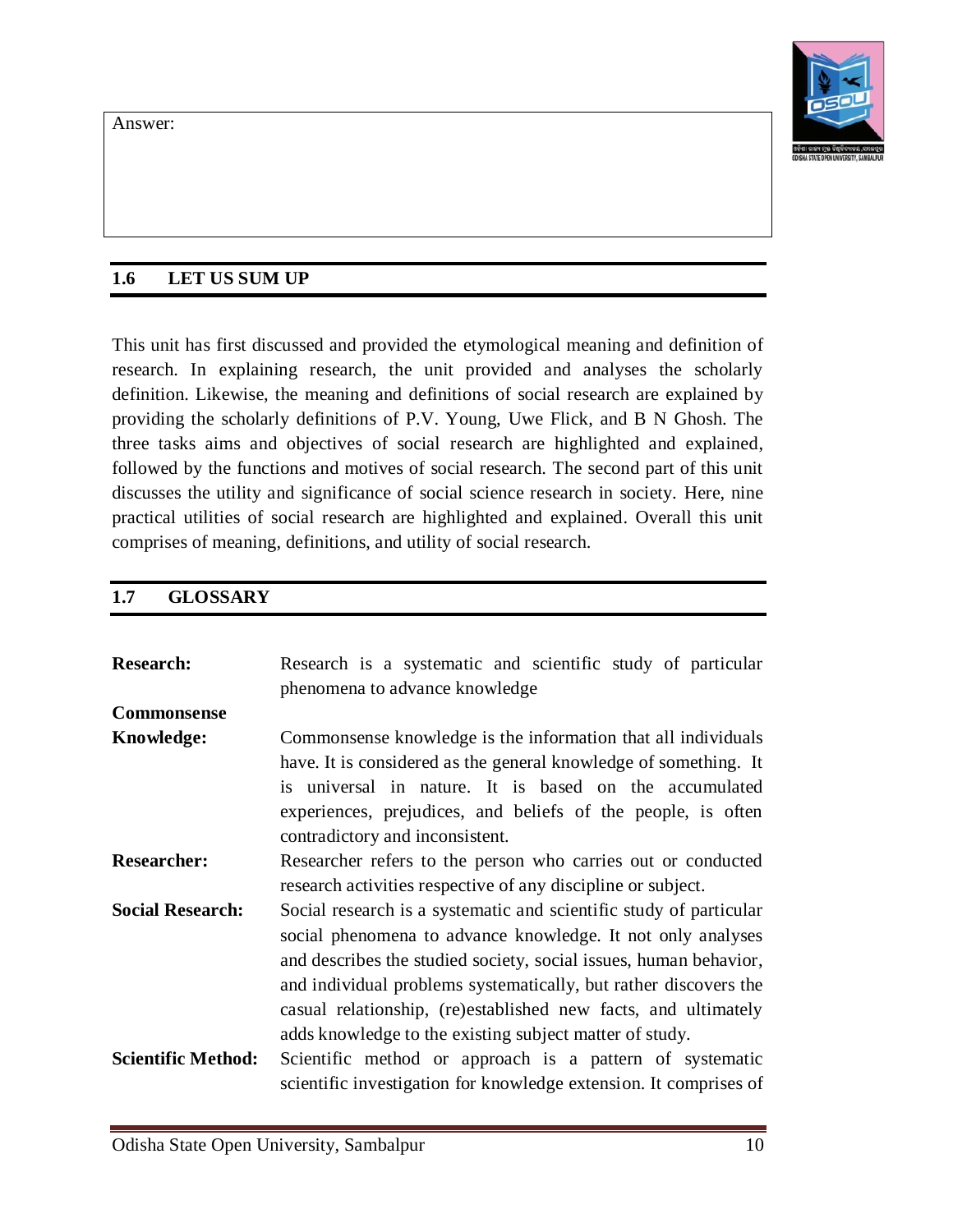Answer:

## 1.6 LET US SUM UP

This unit has first discussed and provided the etymological meaning and definition of research. In explaining research, the unit provided and analyses the scholarly definition. Likewise, the meaning and definitions of social research are explained by providing the scholarly definitions of P.V. Young, Uwe Flick, and B N Ghosh. The three tasks aims and objectives of social research are highlighted and explained, followed by the functions and motives of social research. The second part of this unit discusses the utility and significance of social science research in society. Here, nine practical utilities of social research are highlighted and explained. Overall this unit comprises of meaning, definitions, and utility of social research.

## 1.7 GLOSSARY

**Research:** Research is a systematic and scientific study of particular phenomena to advance knowledge

**Commonsense Knowledge:** Commonsense knowledge is the information that all individuals have. It is considered as the general knowledge of something. It is universal in nature. It is based on the accumulated experiences, prejudices, and beliefs of the people, is often contradictory and inconsistent.

**Researcher:** Researcher refers to the person who carries out or conducted research activities respective of any discipline or subject.

**Social Research:** Social research is a systematic and scientific study of particular social phenomena to advance knowledge. It not only analyses and describes the studied society, social issues, human behavior, and individual problems systematically, but rather discovers the casual relationship, (re)established new facts, and ultimately adds knowledge to the existing subject matter of study.

**Scientific Method:** Scientific method or approach is a pattern of systematic scientific investigation for knowledge extension. It comprises of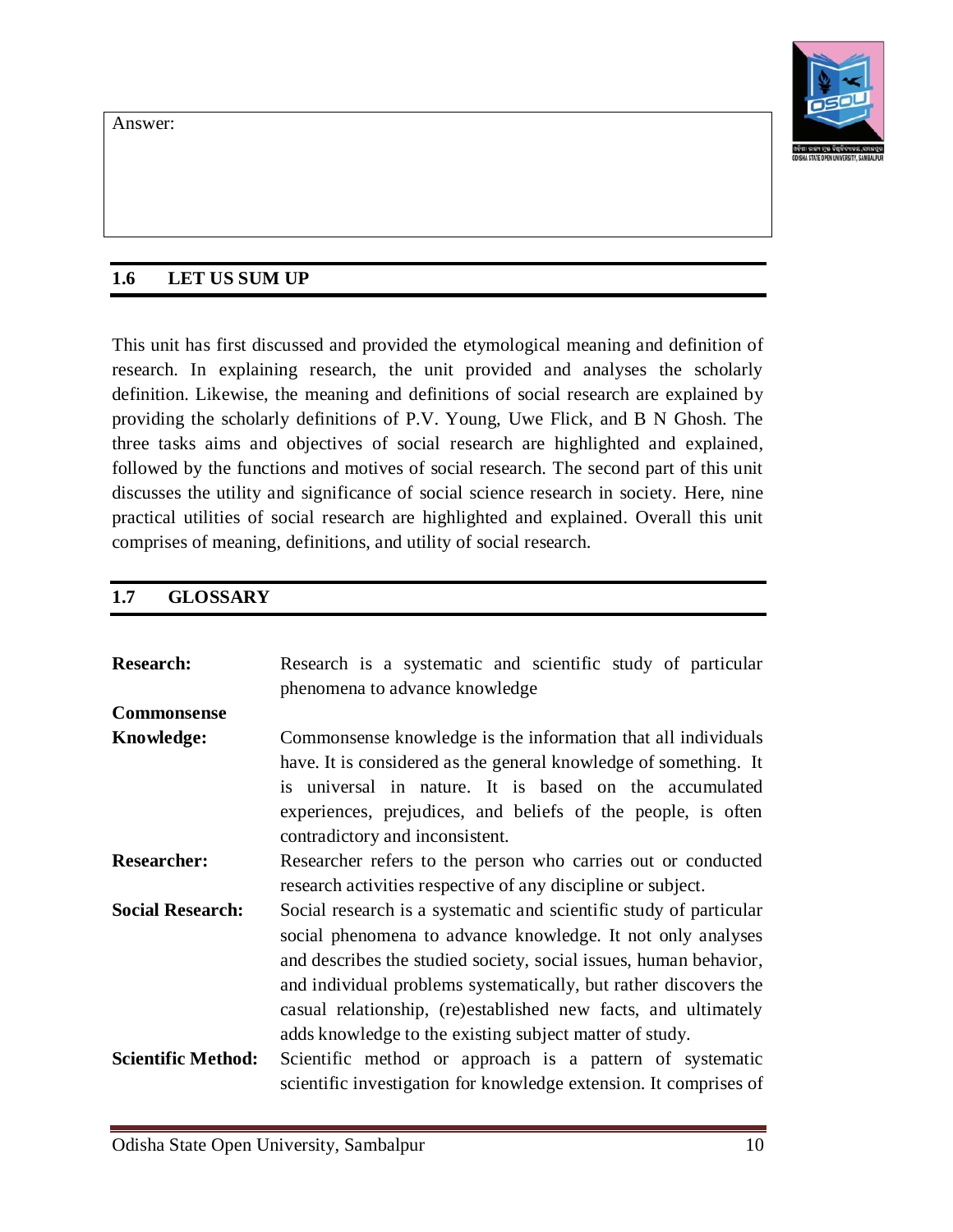Answer:

## 1.6 LET US SUM UP

This unit has first discussed and provided the etymological meaning and definition of research. In explaining research, the unit provided and analyses the scholarly definition. Likewise, the meaning and definitions of social research are explained by providing the scholarly definitions of P.V. Young, Uwe Flick, and B N Ghosh. The three tasks aims and objectives of social research are highlighted and explained, followed by the functions and motives of social research. The second part of this unit discusses the utility and significance of social science research in society. Here, nine practical utilities of social research are highlighted and explained. Overall this unit comprises of meaning, definitions, and utility of social research.

## 1.7 GLOSSARY

**Research:** Research is a systematic and scientific study of particular phenomena to advance knowledge

**Commonsense Knowledge:** Commonsense knowledge is the information that all individuals have. It is considered as the general knowledge of something. It is universal in nature. It is based on the accumulated experiences, prejudices, and beliefs of the people, is often contradictory and inconsistent.

**Researcher:** Researcher refers to the person who carries out or conducted research activities respective of any discipline or subject.

**Social Research:** Social research is a systematic and scientific study of particular social phenomena to advance knowledge. It not only analyses and describes the studied society, social issues, human behavior, and individual problems systematically, but rather discovers the casual relationship, (re)established new facts, and ultimately adds knowledge to the existing subject matter of study.

**Scientific Method:** Scientific method or approach is a pattern of systematic scientific investigation for knowledge extension. It comprises of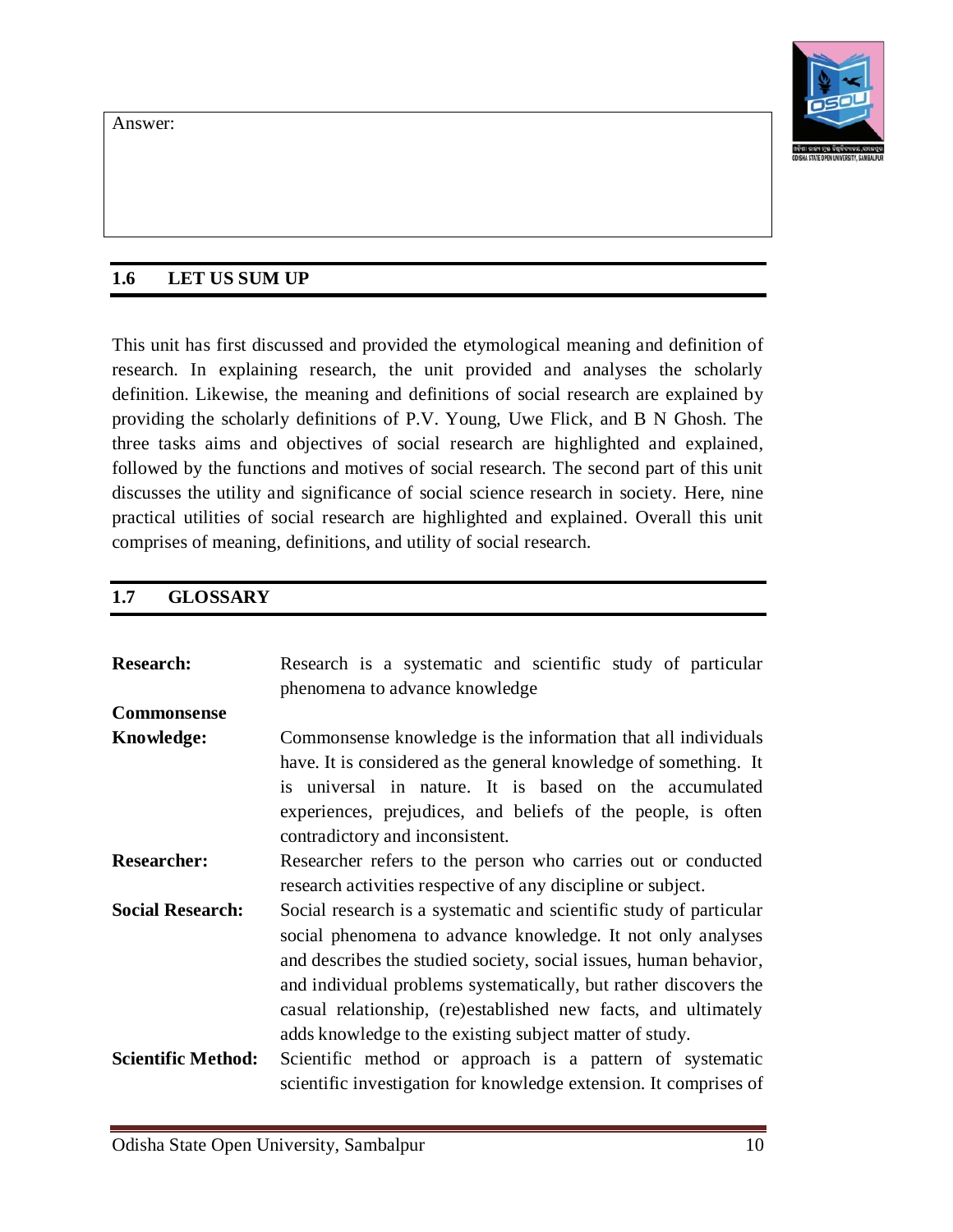Answer:

## 1.6 LET US SUM UP

This unit has first discussed and provided the etymological meaning and definition of research. In explaining research, the unit provided and analyses the scholarly definition. Likewise, the meaning and definitions of social research are explained by providing the scholarly definitions of P.V. Young, Uwe Flick, and B N Ghosh. The three tasks aims and objectives of social research are highlighted and explained, followed by the functions and motives of social research. The second part of this unit discusses the utility and significance of social science research in society. Here, nine practical utilities of social research are highlighted and explained. Overall this unit comprises of meaning, definitions, and utility of social research.

## 1.7 GLOSSARY

**Research:** Research is a systematic and scientific study of particular phenomena to advance knowledge

**Commonsense Knowledge:** Commonsense knowledge is the information that all individuals have. It is considered as the general knowledge of something. It is universal in nature. It is based on the accumulated experiences, prejudices, and beliefs of the people, is often contradictory and inconsistent.

**Researcher:** Researcher refers to the person who carries out or conducted research activities respective of any discipline or subject.

**Social Research:** Social research is a systematic and scientific study of particular social phenomena to advance knowledge. It not only analyses and describes the studied society, social issues, human behavior, and individual problems systematically, but rather discovers the casual relationship, (re)established new facts, and ultimately adds knowledge to the existing subject matter of study.

**Scientific Method:** Scientific method or approach is a pattern of systematic scientific investigation for knowledge extension. It comprises of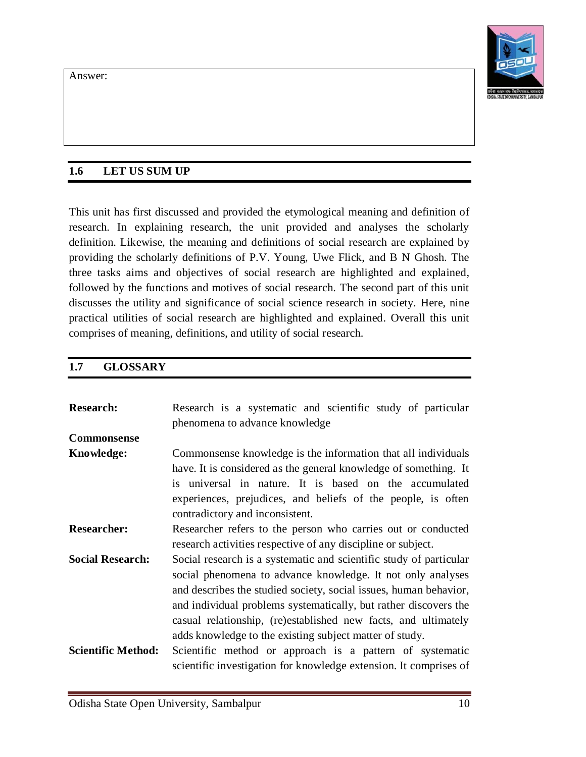Answer:

## 1.6 LET US SUM UP

This unit has first discussed and provided the etymological meaning and definition of research. In explaining research, the unit provided and analyses the scholarly definition. Likewise, the meaning and definitions of social research are explained by providing the scholarly definitions of P.V. Young, Uwe Flick, and B N Ghosh. The three tasks aims and objectives of social research are highlighted and explained, followed by the functions and motives of social research. The second part of this unit discusses the utility and significance of social science research in society. Here, nine practical utilities of social research are highlighted and explained. Overall this unit comprises of meaning, definitions, and utility of social research.

## 1.7 GLOSSARY

**Research:** Research is a systematic and scientific study of particular phenomena to advance knowledge

**Commonsense Knowledge:** Commonsense knowledge is the information that all individuals have. It is considered as the general knowledge of something. It is universal in nature. It is based on the accumulated experiences, prejudices, and beliefs of the people, is often contradictory and inconsistent.

**Researcher:** Researcher refers to the person who carries out or conducted research activities respective of any discipline or subject.

**Social Research:** Social research is a systematic and scientific study of particular social phenomena to advance knowledge. It not only analyses and describes the studied society, social issues, human behavior, and individual problems systematically, but rather discovers the casual relationship, (re)established new facts, and ultimately adds knowledge to the existing subject matter of study.

**Scientific Method:** Scientific method or approach is a pattern of systematic scientific investigation for knowledge extension. It comprises of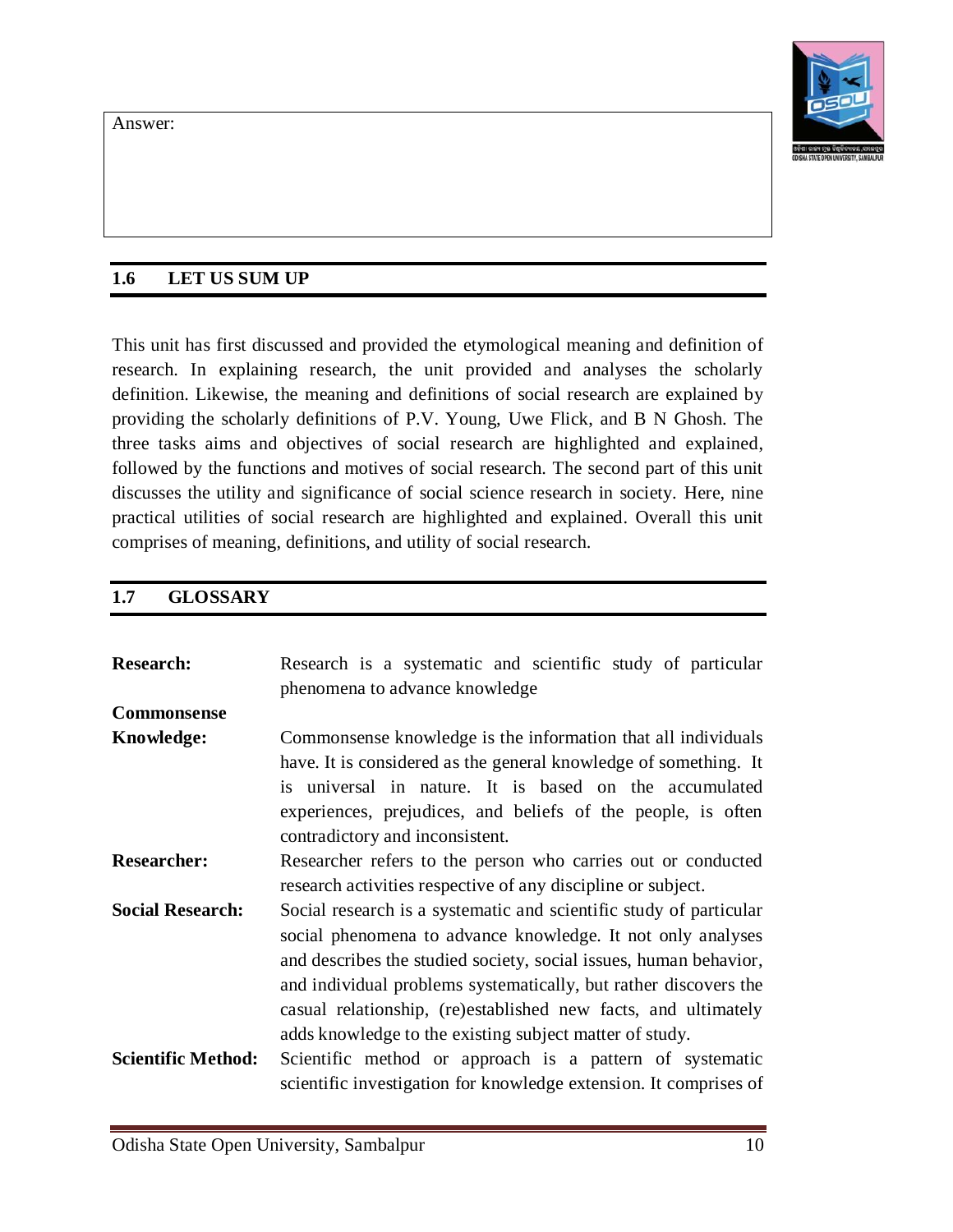Answer:

## 1.6 LET US SUM UP

This unit has first discussed and provided the etymological meaning and definition of research. In explaining research, the unit provided and analyses the scholarly definition. Likewise, the meaning and definitions of social research are explained by providing the scholarly definitions of P.V. Young, Uwe Flick, and B N Ghosh. The three tasks aims and objectives of social research are highlighted and explained, followed by the functions and motives of social research. The second part of this unit discusses the utility and significance of social science research in society. Here, nine practical utilities of social research are highlighted and explained. Overall this unit comprises of meaning, definitions, and utility of social research.

## 1.7 GLOSSARY

**Research:** Research is a systematic and scientific study of particular phenomena to advance knowledge

**Commonsense Knowledge:** Commonsense knowledge is the information that all individuals have. It is considered as the general knowledge of something. It is universal in nature. It is based on the accumulated experiences, prejudices, and beliefs of the people, is often contradictory and inconsistent.

**Researcher:** Researcher refers to the person who carries out or conducted research activities respective of any discipline or subject.

**Social Research:** Social research is a systematic and scientific study of particular social phenomena to advance knowledge. It not only analyses and describes the studied society, social issues, human behavior, and individual problems systematically, but rather discovers the casual relationship, (re)established new facts, and ultimately adds knowledge to the existing subject matter of study.

**Scientific Method:** Scientific method or approach is a pattern of systematic scientific investigation for knowledge extension. It comprises of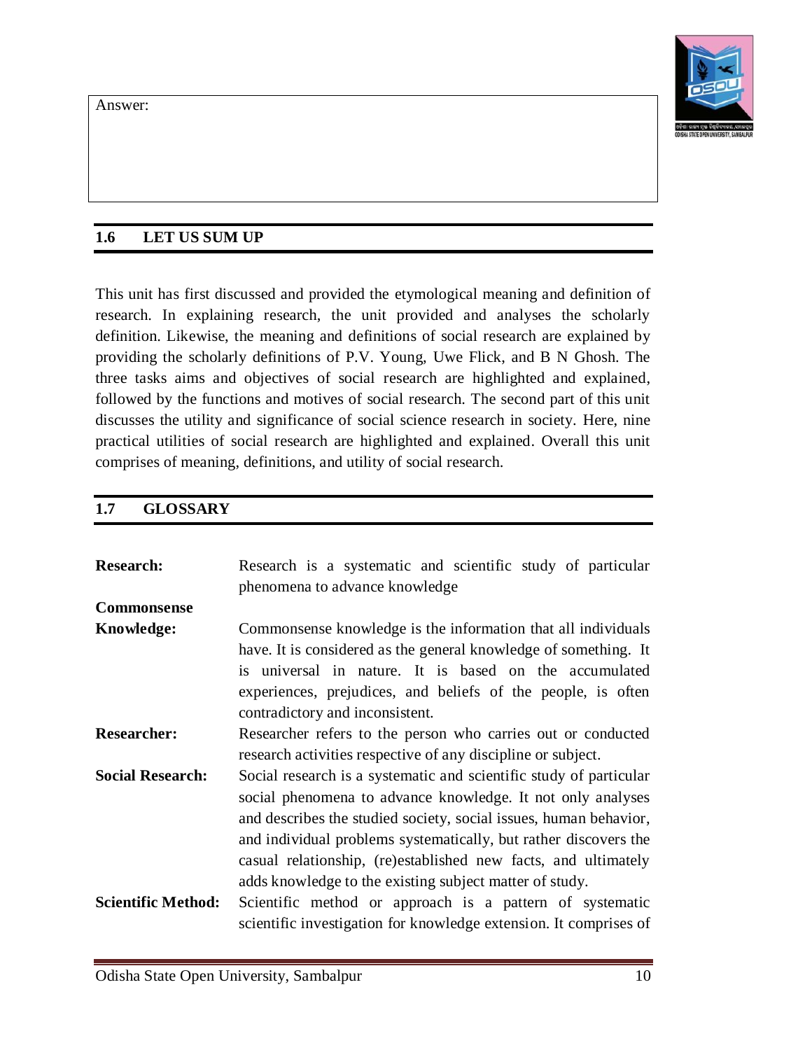Answer:

## 1.6 LET US SUM UP

This unit has first discussed and provided the etymological meaning and definition of research. In explaining research, the unit provided and analyses the scholarly definition. Likewise, the meaning and definitions of social research are explained by providing the scholarly definitions of P.V. Young, Uwe Flick, and B N Ghosh. The three tasks aims and objectives of social research are highlighted and explained, followed by the functions and motives of social research. The second part of this unit discusses the utility and significance of social science research in society. Here, nine practical utilities of social research are highlighted and explained. Overall this unit comprises of meaning, definitions, and utility of social research.

## 1.7 GLOSSARY

**Research:** Research is a systematic and scientific study of particular phenomena to advance knowledge

**Commonsense Knowledge:** Commonsense knowledge is the information that all individuals have. It is considered as the general knowledge of something. It is universal in nature. It is based on the accumulated experiences, prejudices, and beliefs of the people, is often contradictory and inconsistent.

**Researcher:** Researcher refers to the person who carries out or conducted research activities respective of any discipline or subject.

**Social Research:** Social research is a systematic and scientific study of particular social phenomena to advance knowledge. It not only analyses and describes the studied society, social issues, human behavior, and individual problems systematically, but rather discovers the casual relationship, (re)established new facts, and ultimately adds knowledge to the existing subject matter of study.

**Scientific Method:** Scientific method or approach is a pattern of systematic scientific investigation for knowledge extension. It comprises of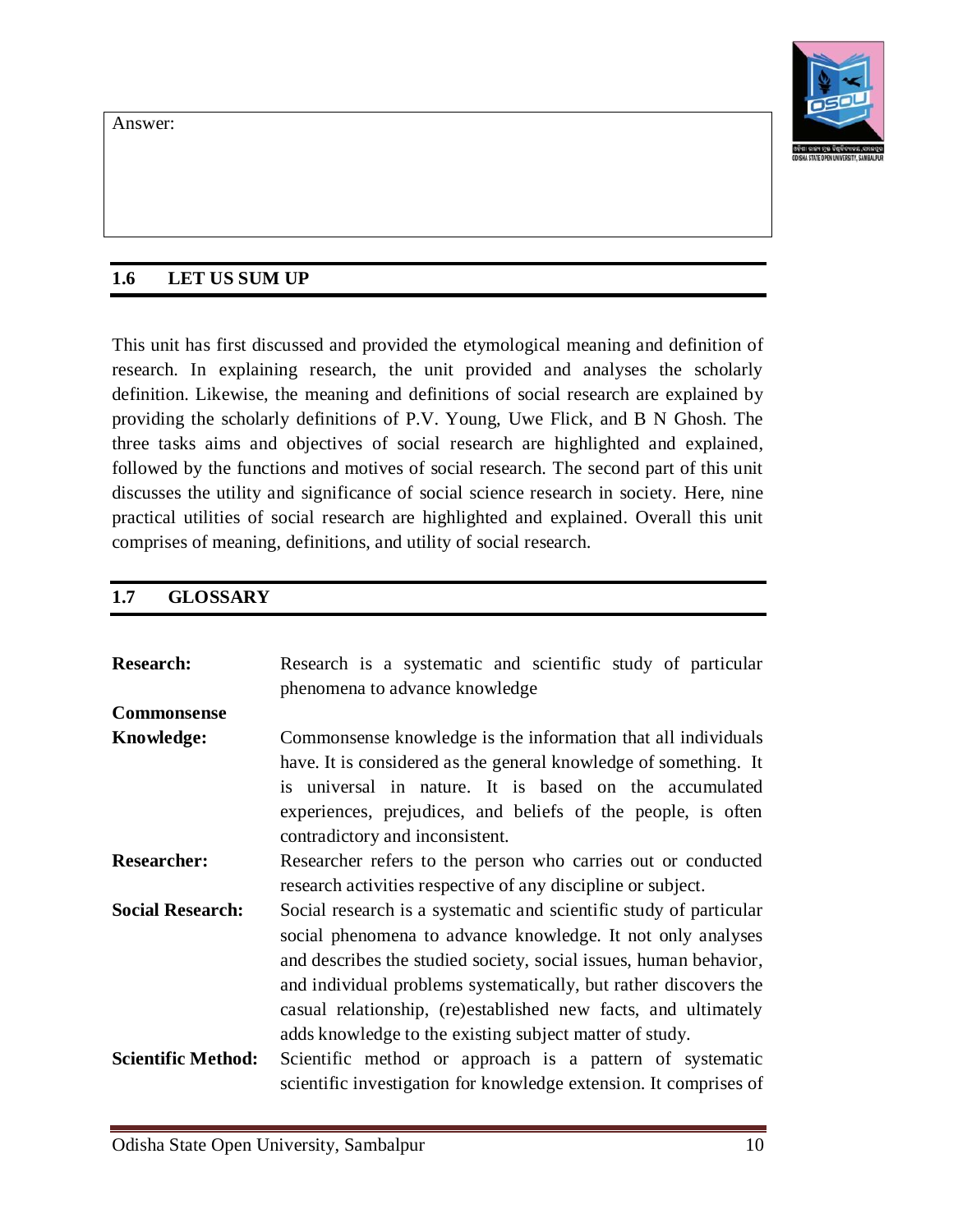Answer:

## 1.6 LET US SUM UP

This unit has first discussed and provided the etymological meaning and definition of research. In explaining research, the unit provided and analyses the scholarly definition. Likewise, the meaning and definitions of social research are explained by providing the scholarly definitions of P.V. Young, Uwe Flick, and B N Ghosh. The three tasks aims and objectives of social research are highlighted and explained, followed by the functions and motives of social research. The second part of this unit discusses the utility and significance of social science research in society. Here, nine practical utilities of social research are highlighted and explained. Overall this unit comprises of meaning, definitions, and utility of social research.

## 1.7 GLOSSARY

**Research:** Research is a systematic and scientific study of particular phenomena to advance knowledge

**Commonsense Knowledge:** Commonsense knowledge is the information that all individuals have. It is considered as the general knowledge of something. It is universal in nature. It is based on the accumulated experiences, prejudices, and beliefs of the people, is often contradictory and inconsistent.

**Researcher:** Researcher refers to the person who carries out or conducted research activities respective of any discipline or subject.

**Social Research:** Social research is a systematic and scientific study of particular social phenomena to advance knowledge. It not only analyses and describes the studied society, social issues, human behavior, and individual problems systematically, but rather discovers the casual relationship, (re)established new facts, and ultimately adds knowledge to the existing subject matter of study.

**Scientific Method:** Scientific method or approach is a pattern of systematic scientific investigation for knowledge extension. It comprises of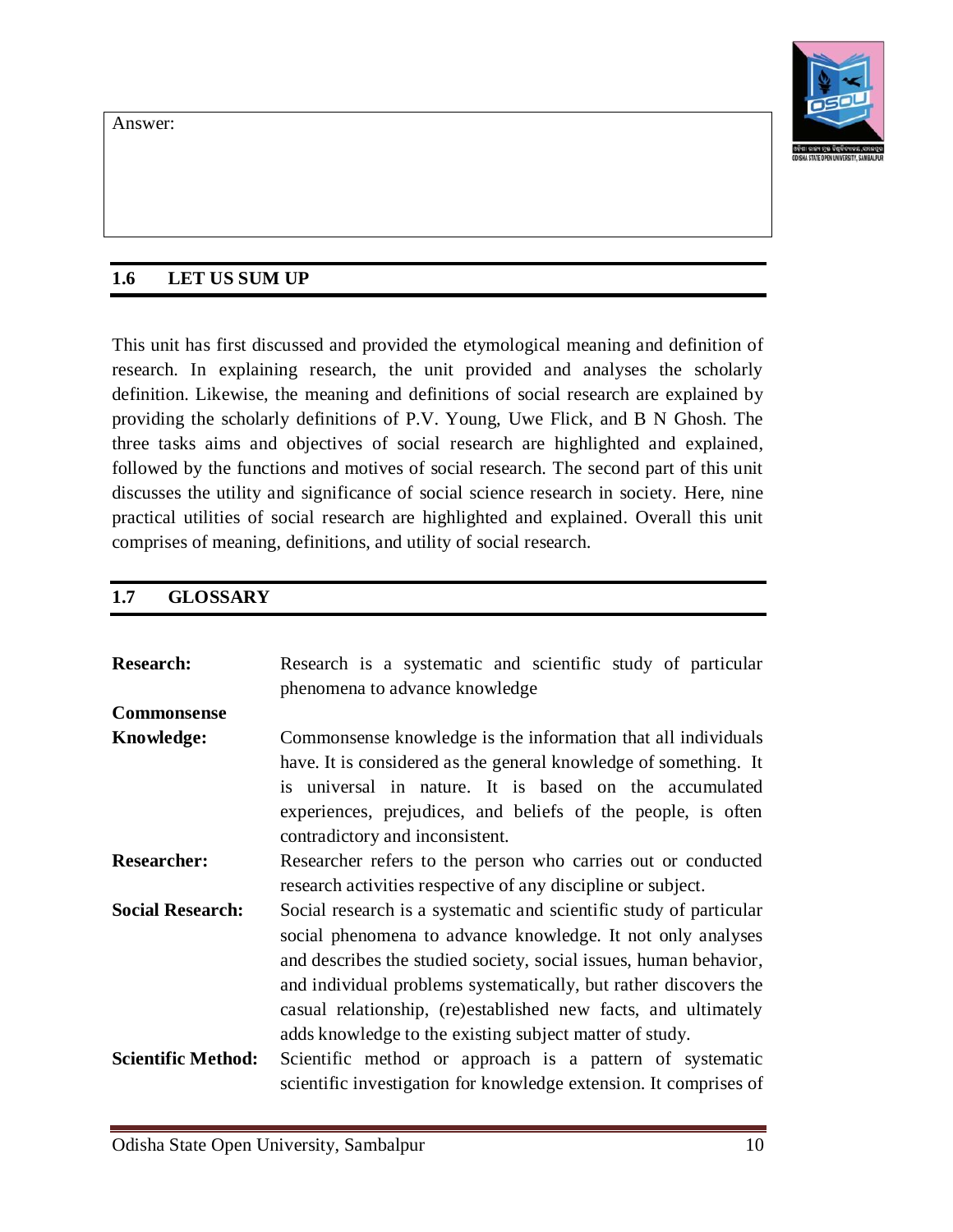Answer:

## 1.6 LET US SUM UP

This unit has first discussed and provided the etymological meaning and definition of research. In explaining research, the unit provided and analyses the scholarly definition. Likewise, the meaning and definitions of social research are explained by providing the scholarly definitions of P.V. Young, Uwe Flick, and B N Ghosh. The three tasks aims and objectives of social research are highlighted and explained, followed by the functions and motives of social research. The second part of this unit discusses the utility and significance of social science research in society. Here, nine practical utilities of social research are highlighted and explained. Overall this unit comprises of meaning, definitions, and utility of social research.

## 1.7 GLOSSARY

**Research:** Research is a systematic and scientific study of particular phenomena to advance knowledge

**Commonsense Knowledge:** Commonsense knowledge is the information that all individuals have. It is considered as the general knowledge of something. It is universal in nature. It is based on the accumulated experiences, prejudices, and beliefs of the people, is often contradictory and inconsistent.

**Researcher:** Researcher refers to the person who carries out or conducted research activities respective of any discipline or subject.

**Social Research:** Social research is a systematic and scientific study of particular social phenomena to advance knowledge. It not only analyses and describes the studied society, social issues, human behavior, and individual problems systematically, but rather discovers the casual relationship, (re)established new facts, and ultimately adds knowledge to the existing subject matter of study.

**Scientific Method:** Scientific method or approach is a pattern of systematic scientific investigation for knowledge extension. It comprises of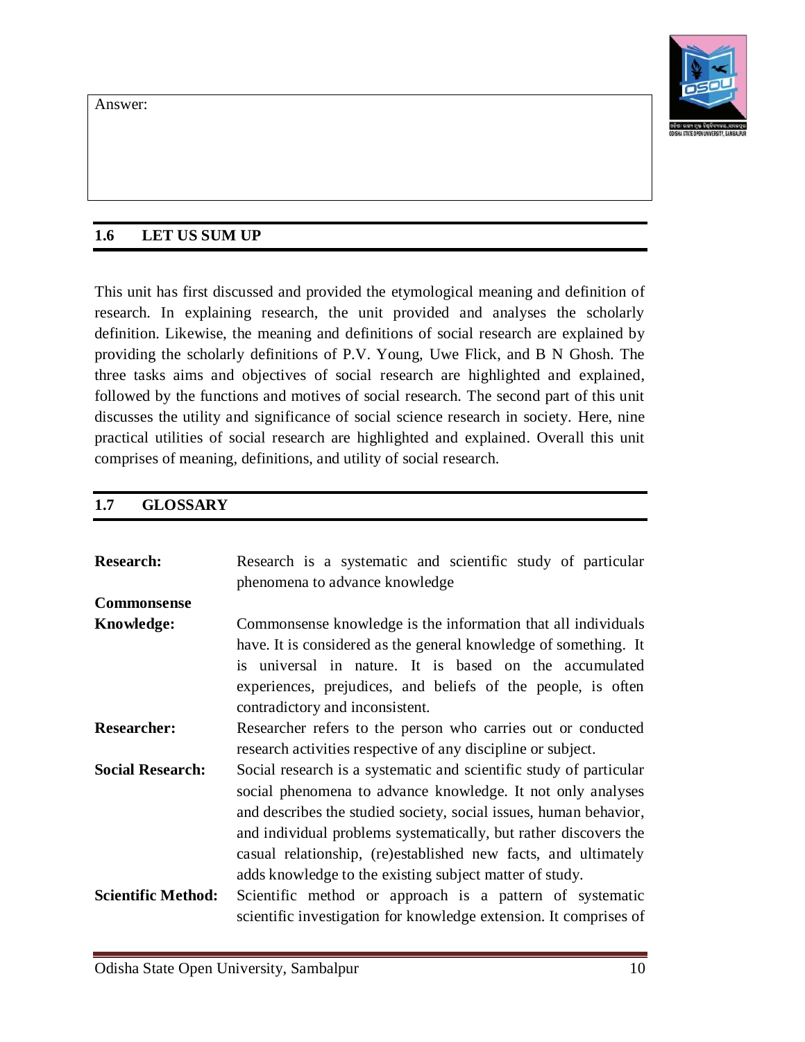Answer:

## 1.6 LET US SUM UP

This unit has first discussed and provided the etymological meaning and definition of research. In explaining research, the unit provided and analyses the scholarly definition. Likewise, the meaning and definitions of social research are explained by providing the scholarly definitions of P.V. Young, Uwe Flick, and B N Ghosh. The three tasks aims and objectives of social research are highlighted and explained, followed by the functions and motives of social research. The second part of this unit discusses the utility and significance of social science research in society. Here, nine practical utilities of social research are highlighted and explained. Overall this unit comprises of meaning, definitions, and utility of social research.

## 1.7 GLOSSARY

**Research:** Research is a systematic and scientific study of particular phenomena to advance knowledge

**Commonsense Knowledge:** Commonsense knowledge is the information that all individuals have. It is considered as the general knowledge of something. It is universal in nature. It is based on the accumulated experiences, prejudices, and beliefs of the people, is often contradictory and inconsistent.

**Researcher:** Researcher refers to the person who carries out or conducted research activities respective of any discipline or subject.

**Social Research:** Social research is a systematic and scientific study of particular social phenomena to advance knowledge. It not only analyses and describes the studied society, social issues, human behavior, and individual problems systematically, but rather discovers the casual relationship, (re)established new facts, and ultimately adds knowledge to the existing subject matter of study.

**Scientific Method:** Scientific method or approach is a pattern of systematic scientific investigation for knowledge extension. It comprises of